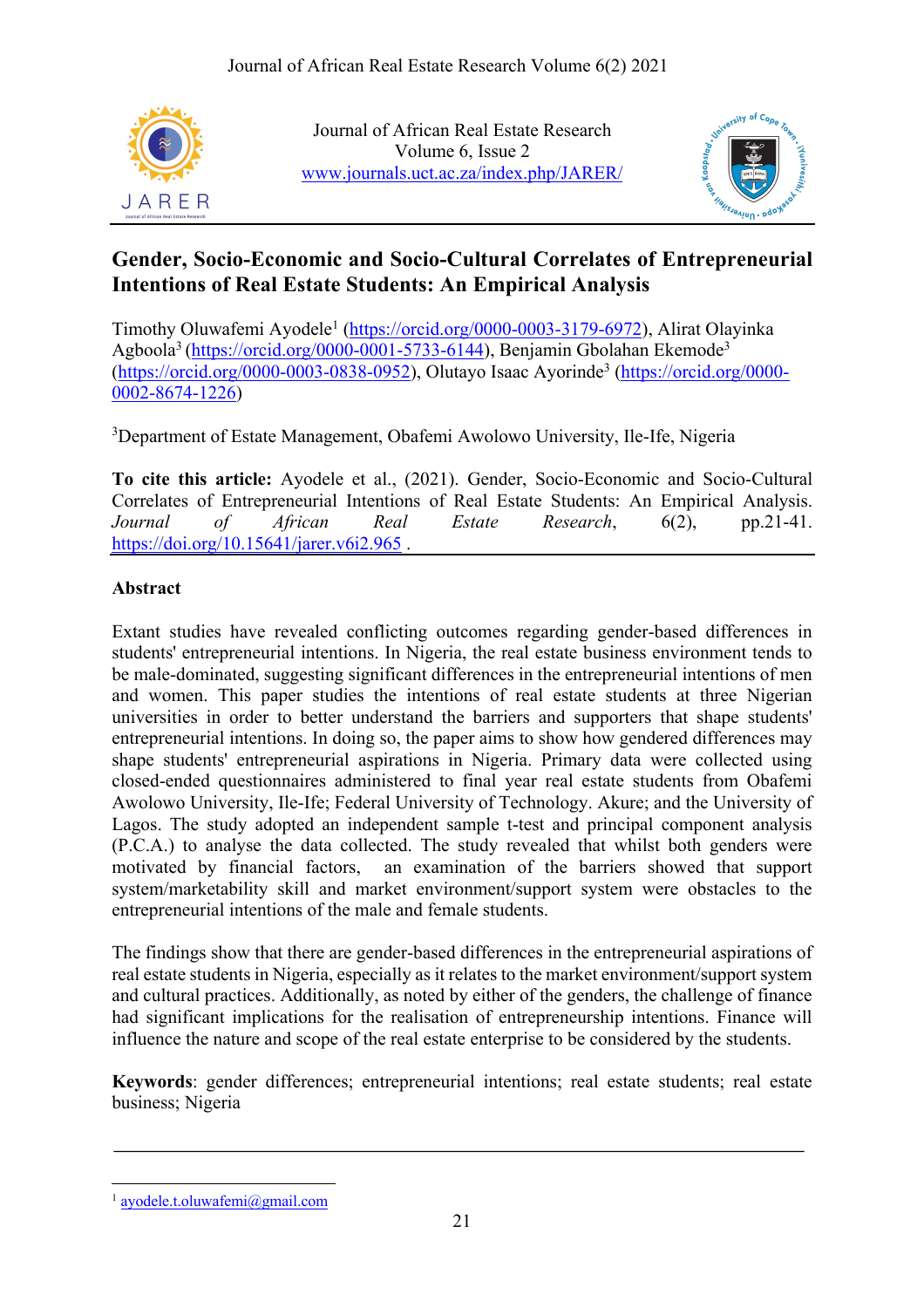Journal of African Real Estate Research
Volume 6, Issue 2
www.journals.uct.ac.za/index.php/JARER/

# Gender, Socio-Economic and Socio-Cultural Correlates of Entrepreneurial Intentions of Real Estate Students: An Empirical Analysis

Timothy Oluwafemi Ayodele[1] (https://orcid.org/0000-0003-3179-6972), Alirat Olayinka Agboola[3] (https://orcid.org/0000-0001-5733-6144), Benjamin Gbolahan Ekemode[3] (https://orcid.org/0000-0003-0838-0952), Olutayo Isaac Ayorinde[3] (https://orcid.org/0000-0002-8674-1226)

[3]Department of Estate Management, Obafemi Awolowo University, Ile-Ife, Nigeria

**To cite this article:** Ayodele et al., (2021). Gender, Socio-Economic and Socio-Cultural Correlates of Entrepreneurial Intentions of Real Estate Students: An Empirical Analysis. *Journal of African Real Estate Research*, 6(2), pp.21-41. https://doi.org/10.15641/jarer.v6i2.965 .

## Abstract

Extant studies have revealed conflicting outcomes regarding gender-based differences in students' entrepreneurial intentions. In Nigeria, the real estate business environment tends to be male-dominated, suggesting significant differences in the entrepreneurial intentions of men and women. This paper studies the intentions of real estate students at three Nigerian universities in order to better understand the barriers and supporters that shape students' entrepreneurial intentions. In doing so, the paper aims to show how gendered differences may shape students' entrepreneurial aspirations in Nigeria. Primary data were collected using closed-ended questionnaires administered to final year real estate students from Obafemi Awolowo University, Ile-Ife; Federal University of Technology. Akure; and the University of Lagos. The study adopted an independent sample t-test and principal component analysis (P.C.A.) to analyse the data collected. The study revealed that whilst both genders were motivated by financial factors, an examination of the barriers showed that support system/marketability skill and market environment/support system were obstacles to the entrepreneurial intentions of the male and female students.

The findings show that there are gender-based differences in the entrepreneurial aspirations of real estate students in Nigeria, especially as it relates to the market environment/support system and cultural practices. Additionally, as noted by either of the genders, the challenge of finance had significant implications for the realisation of entrepreneurship intentions. Finance will influence the nature and scope of the real estate enterprise to be considered by the students.

**Keywords**: gender differences; entrepreneurial intentions; real estate students; real estate business; Nigeria

---

[1] ayodele.t.oluwafemi@gmail.com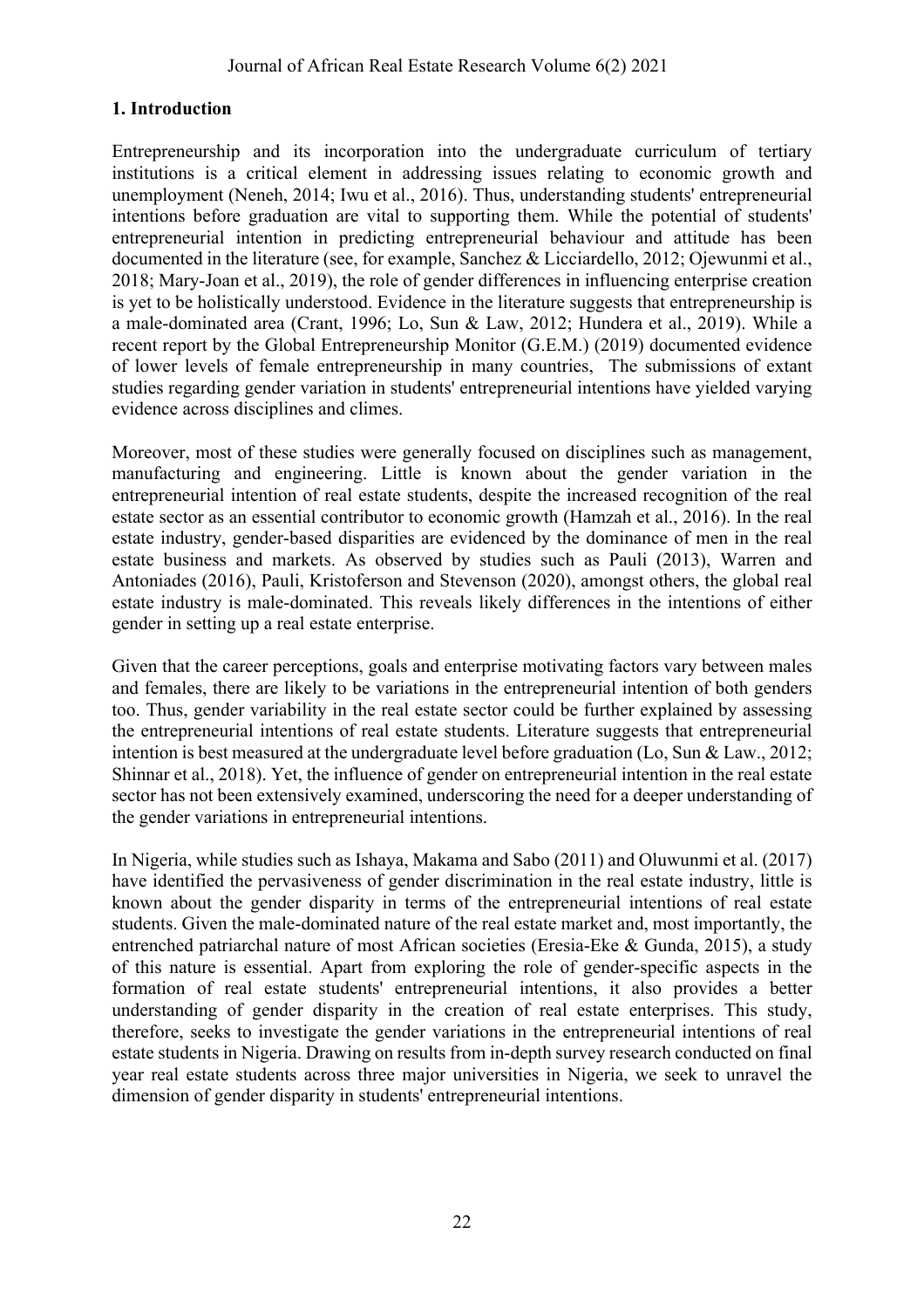## 1. Introduction

Entrepreneurship and its incorporation into the undergraduate curriculum of tertiary institutions is a critical element in addressing issues relating to economic growth and unemployment (Neneh, 2014; Iwu et al., 2016). Thus, understanding students' entrepreneurial intentions before graduation are vital to supporting them. While the potential of students' entrepreneurial intention in predicting entrepreneurial behaviour and attitude has been documented in the literature (see, for example, Sanchez & Licciardello, 2012; Ojewunmi et al., 2018; Mary-Joan et al., 2019), the role of gender differences in influencing enterprise creation is yet to be holistically understood. Evidence in the literature suggests that entrepreneurship is a male-dominated area (Crant, 1996; Lo, Sun & Law, 2012; Hundera et al., 2019). While a recent report by the Global Entrepreneurship Monitor (G.E.M.) (2019) documented evidence of lower levels of female entrepreneurship in many countries, The submissions of extant studies regarding gender variation in students' entrepreneurial intentions have yielded varying evidence across disciplines and climes.

Moreover, most of these studies were generally focused on disciplines such as management, manufacturing and engineering. Little is known about the gender variation in the entrepreneurial intention of real estate students, despite the increased recognition of the real estate sector as an essential contributor to economic growth (Hamzah et al., 2016). In the real estate industry, gender-based disparities are evidenced by the dominance of men in the real estate business and markets. As observed by studies such as Pauli (2013), Warren and Antoniades (2016), Pauli, Kristoferson and Stevenson (2020), amongst others, the global real estate industry is male-dominated. This reveals likely differences in the intentions of either gender in setting up a real estate enterprise.

Given that the career perceptions, goals and enterprise motivating factors vary between males and females, there are likely to be variations in the entrepreneurial intention of both genders too. Thus, gender variability in the real estate sector could be further explained by assessing the entrepreneurial intentions of real estate students. Literature suggests that entrepreneurial intention is best measured at the undergraduate level before graduation (Lo, Sun & Law., 2012; Shinnar et al., 2018). Yet, the influence of gender on entrepreneurial intention in the real estate sector has not been extensively examined, underscoring the need for a deeper understanding of the gender variations in entrepreneurial intentions.

In Nigeria, while studies such as Ishaya, Makama and Sabo (2011) and Oluwunmi et al. (2017) have identified the pervasiveness of gender discrimination in the real estate industry, little is known about the gender disparity in terms of the entrepreneurial intentions of real estate students. Given the male-dominated nature of the real estate market and, most importantly, the entrenched patriarchal nature of most African societies (Eresia-Eke & Gunda, 2015), a study of this nature is essential. Apart from exploring the role of gender-specific aspects in the formation of real estate students' entrepreneurial intentions, it also provides a better understanding of gender disparity in the creation of real estate enterprises. This study, therefore, seeks to investigate the gender variations in the entrepreneurial intentions of real estate students in Nigeria. Drawing on results from in-depth survey research conducted on final year real estate students across three major universities in Nigeria, we seek to unravel the dimension of gender disparity in students' entrepreneurial intentions.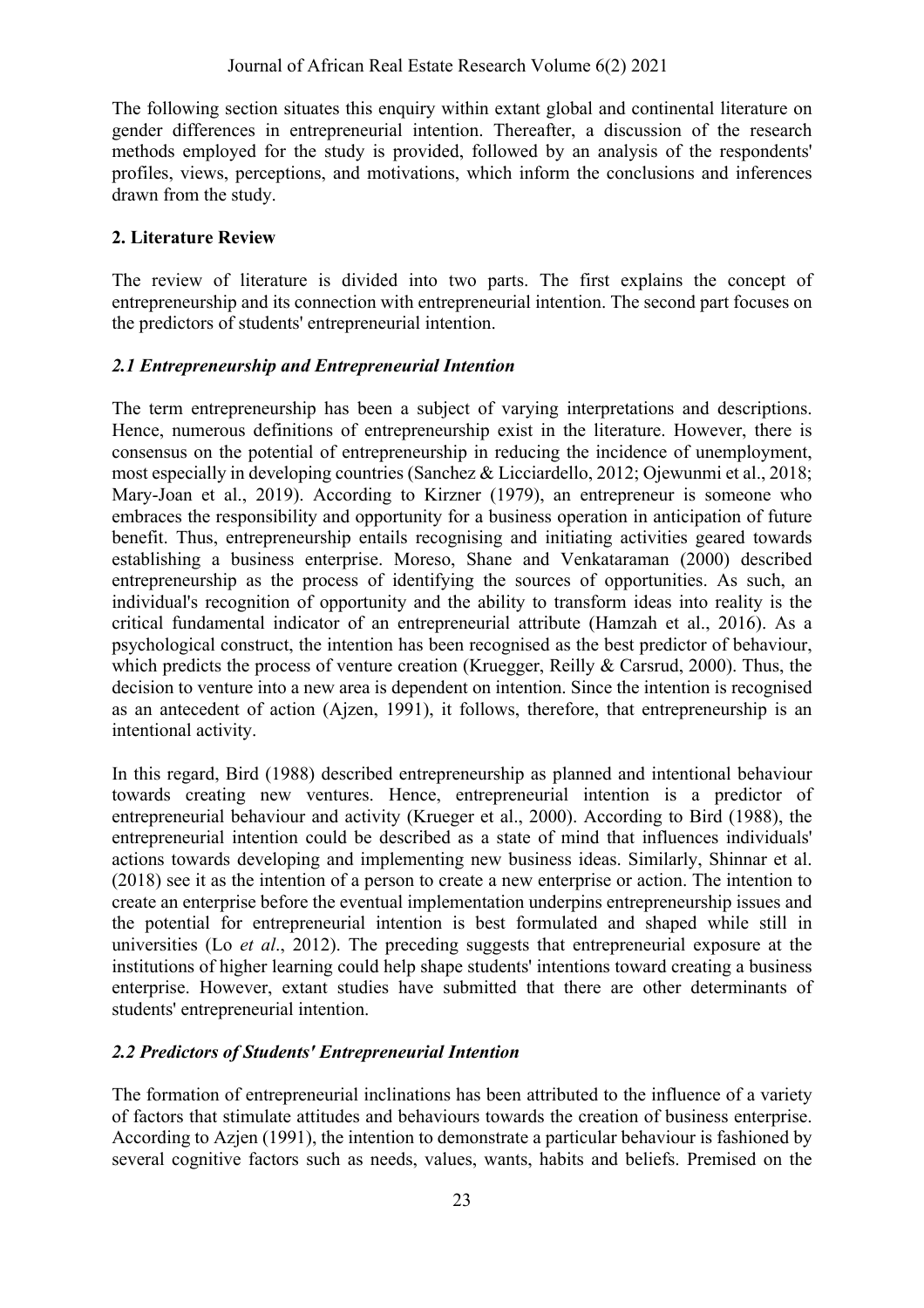The following section situates this enquiry within extant global and continental literature on gender differences in entrepreneurial intention. Thereafter, a discussion of the research methods employed for the study is provided, followed by an analysis of the respondents' profiles, views, perceptions, and motivations, which inform the conclusions and inferences drawn from the study.

## 2. Literature Review

The review of literature is divided into two parts. The first explains the concept of entrepreneurship and its connection with entrepreneurial intention. The second part focuses on the predictors of students' entrepreneurial intention.

### *2.1 Entrepreneurship and Entrepreneurial Intention*

The term entrepreneurship has been a subject of varying interpretations and descriptions. Hence, numerous definitions of entrepreneurship exist in the literature. However, there is consensus on the potential of entrepreneurship in reducing the incidence of unemployment, most especially in developing countries (Sanchez & Licciardello, 2012; Ojewunmi et al., 2018; Mary-Joan et al., 2019). According to Kirzner (1979), an entrepreneur is someone who embraces the responsibility and opportunity for a business operation in anticipation of future benefit. Thus, entrepreneurship entails recognising and initiating activities geared towards establishing a business enterprise. Moreso, Shane and Venkataraman (2000) described entrepreneurship as the process of identifying the sources of opportunities. As such, an individual's recognition of opportunity and the ability to transform ideas into reality is the critical fundamental indicator of an entrepreneurial attribute (Hamzah et al., 2016). As a psychological construct, the intention has been recognised as the best predictor of behaviour, which predicts the process of venture creation (Kruegger, Reilly & Carsrud, 2000). Thus, the decision to venture into a new area is dependent on intention. Since the intention is recognised as an antecedent of action (Ajzen, 1991), it follows, therefore, that entrepreneurship is an intentional activity.

In this regard, Bird (1988) described entrepreneurship as planned and intentional behaviour towards creating new ventures. Hence, entrepreneurial intention is a predictor of entrepreneurial behaviour and activity (Krueger et al., 2000). According to Bird (1988), the entrepreneurial intention could be described as a state of mind that influences individuals' actions towards developing and implementing new business ideas. Similarly, Shinnar et al. (2018) see it as the intention of a person to create a new enterprise or action. The intention to create an enterprise before the eventual implementation underpins entrepreneurship issues and the potential for entrepreneurial intention is best formulated and shaped while still in universities (Lo *et al*., 2012). The preceding suggests that entrepreneurial exposure at the institutions of higher learning could help shape students' intentions toward creating a business enterprise. However, extant studies have submitted that there are other determinants of students' entrepreneurial intention.

### *2.2 Predictors of Students' Entrepreneurial Intention*

The formation of entrepreneurial inclinations has been attributed to the influence of a variety of factors that stimulate attitudes and behaviours towards the creation of business enterprise. According to Azjen (1991), the intention to demonstrate a particular behaviour is fashioned by several cognitive factors such as needs, values, wants, habits and beliefs. Premised on the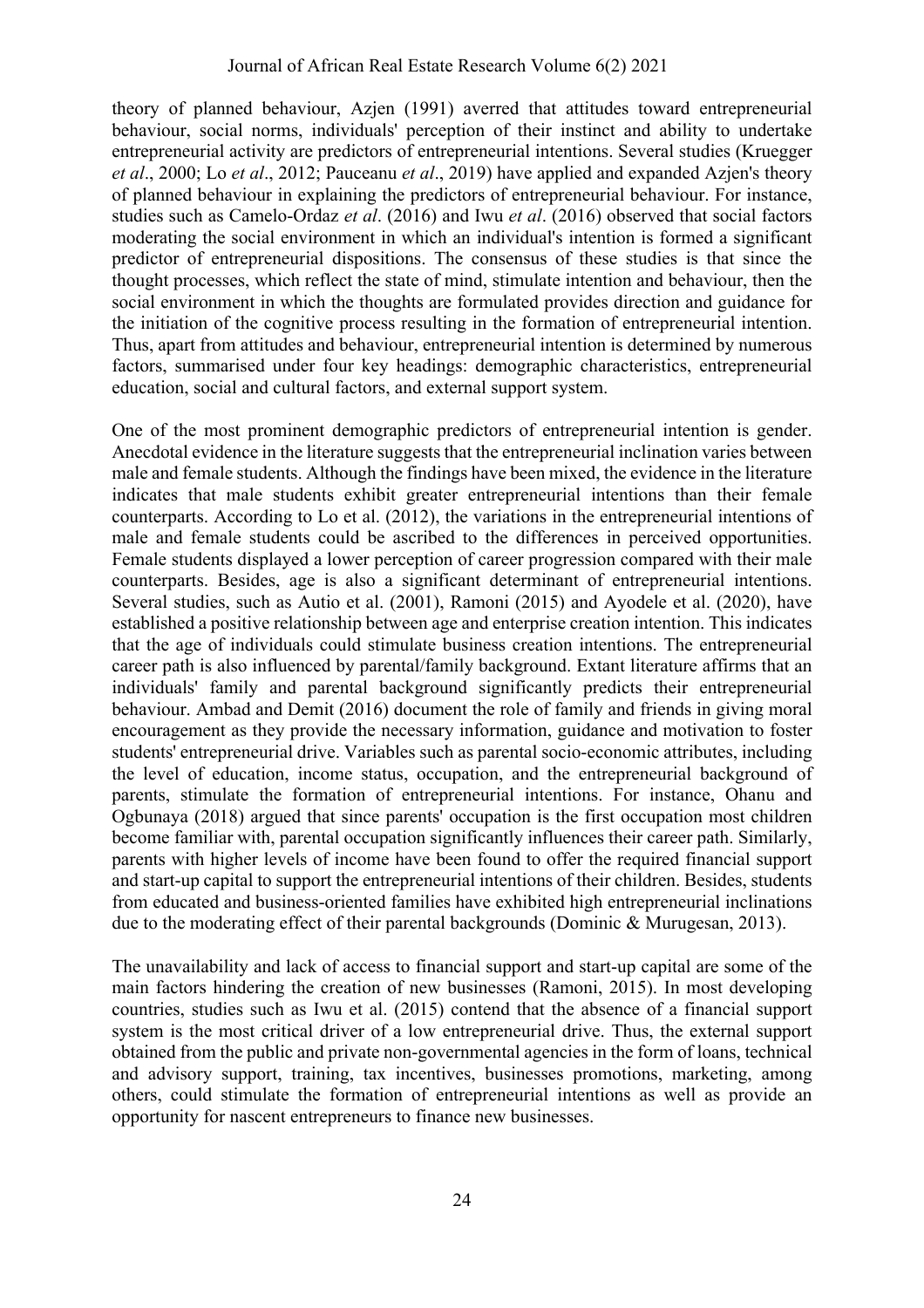theory of planned behaviour, Azjen (1991) averred that attitudes toward entrepreneurial behaviour, social norms, individuals' perception of their instinct and ability to undertake entrepreneurial activity are predictors of entrepreneurial intentions. Several studies (Kruegger *et al*., 2000; Lo *et al*., 2012; Pauceanu *et al*., 2019) have applied and expanded Azjen's theory of planned behaviour in explaining the predictors of entrepreneurial behaviour. For instance, studies such as Camelo-Ordaz *et al*. (2016) and Iwu *et al*. (2016) observed that social factors moderating the social environment in which an individual's intention is formed a significant predictor of entrepreneurial dispositions. The consensus of these studies is that since the thought processes, which reflect the state of mind, stimulate intention and behaviour, then the social environment in which the thoughts are formulated provides direction and guidance for the initiation of the cognitive process resulting in the formation of entrepreneurial intention. Thus, apart from attitudes and behaviour, entrepreneurial intention is determined by numerous factors, summarised under four key headings: demographic characteristics, entrepreneurial education, social and cultural factors, and external support system.

One of the most prominent demographic predictors of entrepreneurial intention is gender. Anecdotal evidence in the literature suggests that the entrepreneurial inclination varies between male and female students. Although the findings have been mixed, the evidence in the literature indicates that male students exhibit greater entrepreneurial intentions than their female counterparts. According to Lo et al. (2012), the variations in the entrepreneurial intentions of male and female students could be ascribed to the differences in perceived opportunities. Female students displayed a lower perception of career progression compared with their male counterparts. Besides, age is also a significant determinant of entrepreneurial intentions. Several studies, such as Autio et al. (2001), Ramoni (2015) and Ayodele et al. (2020), have established a positive relationship between age and enterprise creation intention. This indicates that the age of individuals could stimulate business creation intentions. The entrepreneurial career path is also influenced by parental/family background. Extant literature affirms that an individuals' family and parental background significantly predicts their entrepreneurial behaviour. Ambad and Demit (2016) document the role of family and friends in giving moral encouragement as they provide the necessary information, guidance and motivation to foster students' entrepreneurial drive. Variables such as parental socio-economic attributes, including the level of education, income status, occupation, and the entrepreneurial background of parents, stimulate the formation of entrepreneurial intentions. For instance, Ohanu and Ogbunaya (2018) argued that since parents' occupation is the first occupation most children become familiar with, parental occupation significantly influences their career path. Similarly, parents with higher levels of income have been found to offer the required financial support and start-up capital to support the entrepreneurial intentions of their children. Besides, students from educated and business-oriented families have exhibited high entrepreneurial inclinations due to the moderating effect of their parental backgrounds (Dominic & Murugesan, 2013).

The unavailability and lack of access to financial support and start-up capital are some of the main factors hindering the creation of new businesses (Ramoni, 2015). In most developing countries, studies such as Iwu et al. (2015) contend that the absence of a financial support system is the most critical driver of a low entrepreneurial drive. Thus, the external support obtained from the public and private non-governmental agencies in the form of loans, technical and advisory support, training, tax incentives, businesses promotions, marketing, among others, could stimulate the formation of entrepreneurial intentions as well as provide an opportunity for nascent entrepreneurs to finance new businesses.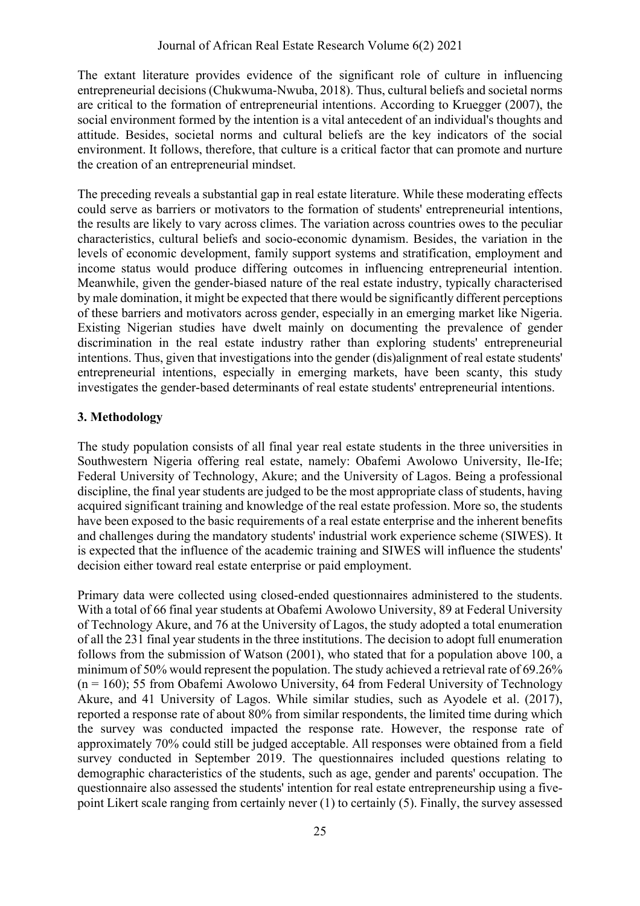The extant literature provides evidence of the significant role of culture in influencing entrepreneurial decisions (Chukwuma-Nwuba, 2018). Thus, cultural beliefs and societal norms are critical to the formation of entrepreneurial intentions. According to Kruegger (2007), the social environment formed by the intention is a vital antecedent of an individual's thoughts and attitude. Besides, societal norms and cultural beliefs are the key indicators of the social environment. It follows, therefore, that culture is a critical factor that can promote and nurture the creation of an entrepreneurial mindset.

The preceding reveals a substantial gap in real estate literature. While these moderating effects could serve as barriers or motivators to the formation of students' entrepreneurial intentions, the results are likely to vary across climes. The variation across countries owes to the peculiar characteristics, cultural beliefs and socio-economic dynamism. Besides, the variation in the levels of economic development, family support systems and stratification, employment and income status would produce differing outcomes in influencing entrepreneurial intention. Meanwhile, given the gender-biased nature of the real estate industry, typically characterised by male domination, it might be expected that there would be significantly different perceptions of these barriers and motivators across gender, especially in an emerging market like Nigeria. Existing Nigerian studies have dwelt mainly on documenting the prevalence of gender discrimination in the real estate industry rather than exploring students' entrepreneurial intentions. Thus, given that investigations into the gender (dis)alignment of real estate students' entrepreneurial intentions, especially in emerging markets, have been scanty, this study investigates the gender-based determinants of real estate students' entrepreneurial intentions.

## 3. Methodology

The study population consists of all final year real estate students in the three universities in Southwestern Nigeria offering real estate, namely: Obafemi Awolowo University, Ile-Ife; Federal University of Technology, Akure; and the University of Lagos. Being a professional discipline, the final year students are judged to be the most appropriate class of students, having acquired significant training and knowledge of the real estate profession. More so, the students have been exposed to the basic requirements of a real estate enterprise and the inherent benefits and challenges during the mandatory students' industrial work experience scheme (SIWES). It is expected that the influence of the academic training and SIWES will influence the students' decision either toward real estate enterprise or paid employment.

Primary data were collected using closed-ended questionnaires administered to the students. With a total of 66 final year students at Obafemi Awolowo University, 89 at Federal University of Technology Akure, and 76 at the University of Lagos, the study adopted a total enumeration of all the 231 final year students in the three institutions. The decision to adopt full enumeration follows from the submission of Watson (2001), who stated that for a population above 100, a minimum of 50% would represent the population. The study achieved a retrieval rate of 69.26% ($n = 160$); 55 from Obafemi Awolowo University, 64 from Federal University of Technology Akure, and 41 University of Lagos. While similar studies, such as Ayodele et al. (2017), reported a response rate of about 80% from similar respondents, the limited time during which the survey was conducted impacted the response rate. However, the response rate of approximately 70% could still be judged acceptable. All responses were obtained from a field survey conducted in September 2019. The questionnaires included questions relating to demographic characteristics of the students, such as age, gender and parents' occupation. The questionnaire also assessed the students' intention for real estate entrepreneurship using a five-point Likert scale ranging from certainly never (1) to certainly (5). Finally, the survey assessed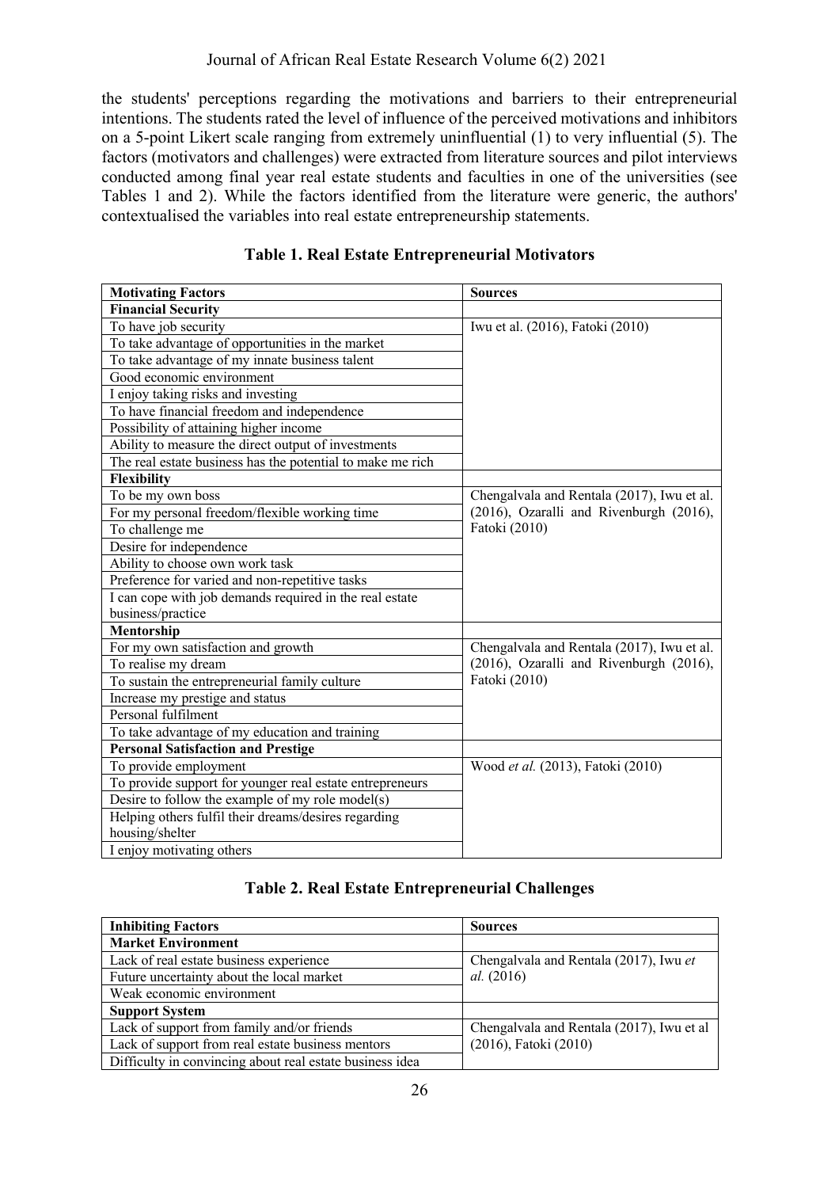the students' perceptions regarding the motivations and barriers to their entrepreneurial intentions. The students rated the level of influence of the perceived motivations and inhibitors on a 5-point Likert scale ranging from extremely uninfluential (1) to very influential (5). The factors (motivators and challenges) were extracted from literature sources and pilot interviews conducted among final year real estate students and faculties in one of the universities (see Tables 1 and 2). While the factors identified from the literature were generic, the authors' contextualised the variables into real estate entrepreneurship statements.

**Table 1. Real Estate Entrepreneurial Motivators**

| **Motivating Factors** | **Sources** |
|---|---|
| **Financial Security** | |
| To have job security | Iwu et al. (2016), Fatoki (2010) |
| To take advantage of opportunities in the market | |
| To take advantage of my innate business talent | |
| Good economic environment | |
| I enjoy taking risks and investing | |
| To have financial freedom and independence | |
| Possibility of attaining higher income | |
| Ability to measure the direct output of investments | |
| The real estate business has the potential to make me rich | |
| **Flexibility** | |
| To be my own boss | Chengalvala and Rentala (2017), Iwu et al. (2016), Ozaralli and Rivenburgh (2016), Fatoki (2010) |
| For my personal freedom/flexible working time | |
| To challenge me | |
| Desire for independence | |
| Ability to choose own work task | |
| Preference for varied and non-repetitive tasks | |
| I can cope with job demands required in the real estate business/practice | |
| **Mentorship** | |
| For my own satisfaction and growth | Chengalvala and Rentala (2017), Iwu et al. (2016), Ozaralli and Rivenburgh (2016), Fatoki (2010) |
| To realise my dream | |
| To sustain the entrepreneurial family culture | |
| Increase my prestige and status | |
| Personal fulfilment | |
| To take advantage of my education and training | |
| **Personal Satisfaction and Prestige** | |
| To provide employment | Wood *et al.* (2013), Fatoki (2010) |
| To provide support for younger real estate entrepreneurs | |
| Desire to follow the example of my role model(s) | |
| Helping others fulfil their dreams/desires regarding housing/shelter | |
| I enjoy motivating others | |

**Table 2. Real Estate Entrepreneurial Challenges**

| **Inhibiting Factors** | **Sources** |
|---|---|
| **Market Environment** | |
| Lack of real estate business experience | Chengalvala and Rentala (2017), Iwu *et al.* (2016) |
| Future uncertainty about the local market | |
| Weak economic environment | |
| **Support System** | |
| Lack of support from family and/or friends | Chengalvala and Rentala (2017), Iwu et al (2016), Fatoki (2010) |
| Lack of support from real estate business mentors | |
| Difficulty in convincing about real estate business idea | |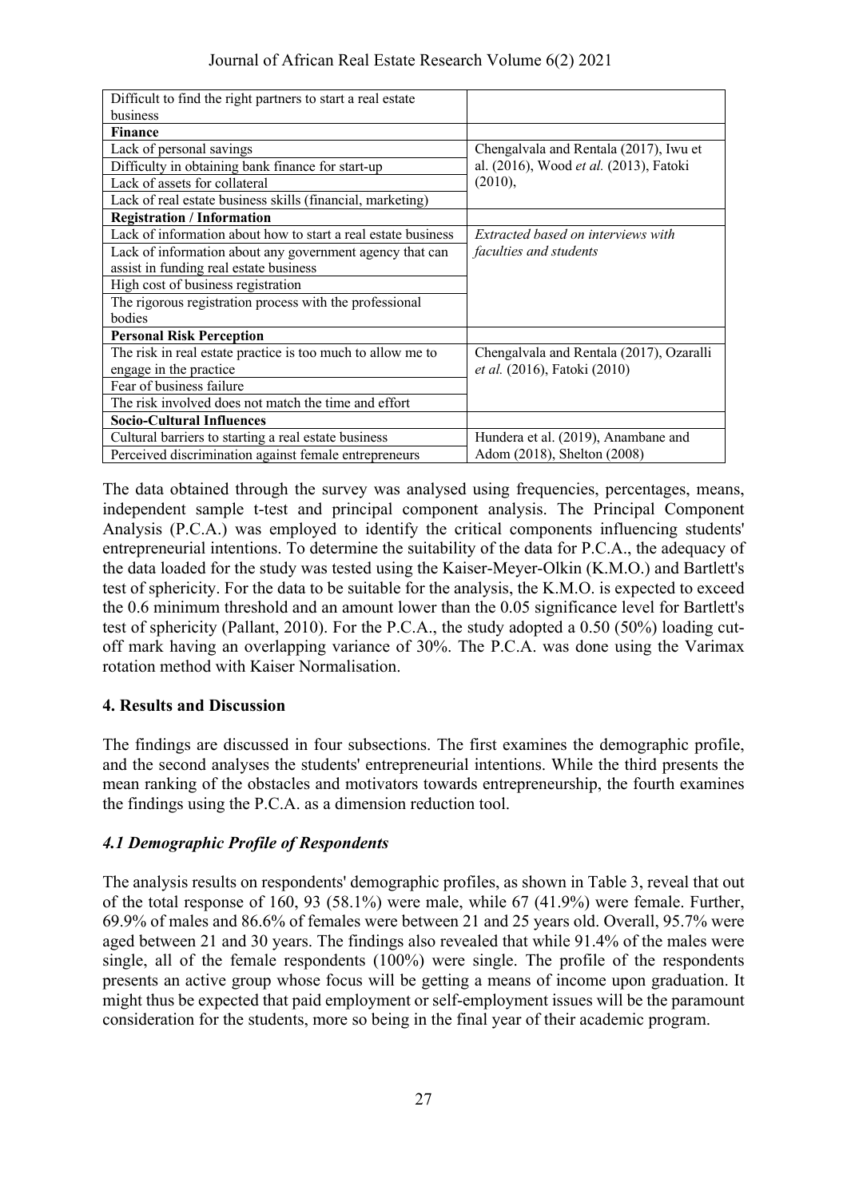| | |
|---|---|
| Difficult to find the right partners to start a real estate business | |
| **Finance** | |
| Lack of personal savings | Chengalvala and Rentala (2017), Iwu et al. (2016), Wood *et al.* (2013), Fatoki (2010), |
| Difficulty in obtaining bank finance for start-up | |
| Lack of assets for collateral | |
| Lack of real estate business skills (financial, marketing) | |
| **Registration / Information** | |
| Lack of information about how to start a real estate business | *Extracted based on interviews with faculties and students* |
| Lack of information about any government agency that can assist in funding real estate business | |
| High cost of business registration | |
| The rigorous registration process with the professional bodies | |
| **Personal Risk Perception** | |
| The risk in real estate practice is too much to allow me to engage in the practice | Chengalvala and Rentala (2017), Ozaralli *et al.* (2016), Fatoki (2010) |
| Fear of business failure | |
| The risk involved does not match the time and effort | |
| **Socio-Cultural Influences** | |
| Cultural barriers to starting a real estate business | Hundera et al. (2019), Anambane and Adom (2018), Shelton (2008) |
| Perceived discrimination against female entrepreneurs | |

The data obtained through the survey was analysed using frequencies, percentages, means, independent sample t-test and principal component analysis. The Principal Component Analysis (P.C.A.) was employed to identify the critical components influencing students' entrepreneurial intentions. To determine the suitability of the data for P.C.A., the adequacy of the data loaded for the study was tested using the Kaiser-Meyer-Olkin (K.M.O.) and Bartlett's test of sphericity. For the data to be suitable for the analysis, the K.M.O. is expected to exceed the 0.6 minimum threshold and an amount lower than the 0.05 significance level for Bartlett's test of sphericity (Pallant, 2010). For the P.C.A., the study adopted a 0.50 (50%) loading cut-off mark having an overlapping variance of 30%. The P.C.A. was done using the Varimax rotation method with Kaiser Normalisation.

## 4. Results and Discussion

The findings are discussed in four subsections. The first examines the demographic profile, and the second analyses the students' entrepreneurial intentions. While the third presents the mean ranking of the obstacles and motivators towards entrepreneurship, the fourth examines the findings using the P.C.A. as a dimension reduction tool.

### *4.1 Demographic Profile of Respondents*

The analysis results on respondents' demographic profiles, as shown in Table 3, reveal that out of the total response of 160, 93 (58.1%) were male, while 67 (41.9%) were female. Further, 69.9% of males and 86.6% of females were between 21 and 25 years old. Overall, 95.7% were aged between 21 and 30 years. The findings also revealed that while 91.4% of the males were single, all of the female respondents (100%) were single. The profile of the respondents presents an active group whose focus will be getting a means of income upon graduation. It might thus be expected that paid employment or self-employment issues will be the paramount consideration for the students, more so being in the final year of their academic program.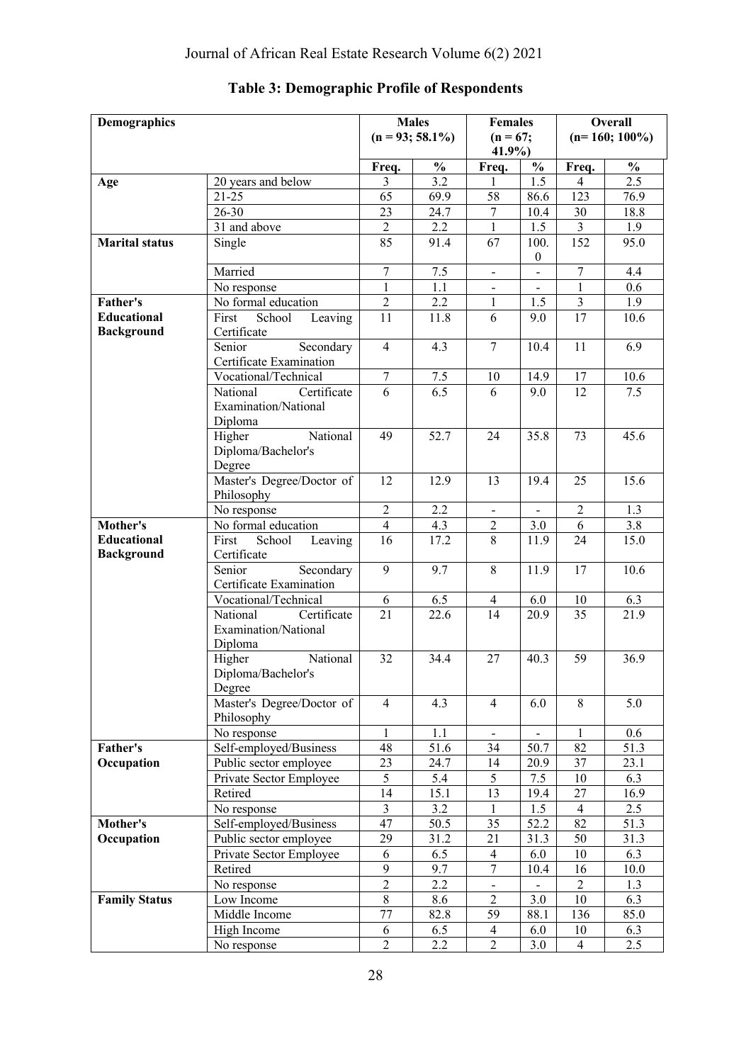## Table 3: Demographic Profile of Respondents

| Demographics | | Males (n = 93; 58.1%) | | Females (n = 67; 41.9%) | | Overall (n= 160; 100%) | |
|---|---|---|---|---|---|---|---|
| | | Freq. | % | Freq. | % | Freq. | % |
| **Age** | 20 years and below | 3 | 3.2 | 1 | 1.5 | 4 | 2.5 |
| | 21-25 | 65 | 69.9 | 58 | 86.6 | 123 | 76.9 |
| | 26-30 | 23 | 24.7 | 7 | 10.4 | 30 | 18.8 |
| | 31 and above | 2 | 2.2 | 1 | 1.5 | 3 | 1.9 |
| **Marital status** | Single | 85 | 91.4 | 67 | 100.0 | 152 | 95.0 |
| | Married | 7 | 7.5 | - | - | 7 | 4.4 |
| | No response | 1 | 1.1 | - | - | 1 | 0.6 |
| **Father's Educational Background** | No formal education | 2 | 2.2 | 1 | 1.5 | 3 | 1.9 |
| | First School Leaving Certificate | 11 | 11.8 | 6 | 9.0 | 17 | 10.6 |
| | Senior Secondary Certificate Examination | 4 | 4.3 | 7 | 10.4 | 11 | 6.9 |
| | Vocational/Technical | 7 | 7.5 | 10 | 14.9 | 17 | 10.6 |
| | National Certificate Examination/National Diploma | 6 | 6.5 | 6 | 9.0 | 12 | 7.5 |
| | Higher National Diploma/Bachelor's Degree | 49 | 52.7 | 24 | 35.8 | 73 | 45.6 |
| | Master's Degree/Doctor of Philosophy | 12 | 12.9 | 13 | 19.4 | 25 | 15.6 |
| | No response | 2 | 2.2 | - | - | 2 | 1.3 |
| **Mother's Educational Background** | No formal education | 4 | 4.3 | 2 | 3.0 | 6 | 3.8 |
| | First School Leaving Certificate | 16 | 17.2 | 8 | 11.9 | 24 | 15.0 |
| | Senior Secondary Certificate Examination | 9 | 9.7 | 8 | 11.9 | 17 | 10.6 |
| | Vocational/Technical | 6 | 6.5 | 4 | 6.0 | 10 | 6.3 |
| | National Certificate Examination/National Diploma | 21 | 22.6 | 14 | 20.9 | 35 | 21.9 |
| | Higher National Diploma/Bachelor's Degree | 32 | 34.4 | 27 | 40.3 | 59 | 36.9 |
| | Master's Degree/Doctor of Philosophy | 4 | 4.3 | 4 | 6.0 | 8 | 5.0 |
| | No response | 1 | 1.1 | - | - | 1 | 0.6 |
| **Father's Occupation** | Self-employed/Business | 48 | 51.6 | 34 | 50.7 | 82 | 51.3 |
| | Public sector employee | 23 | 24.7 | 14 | 20.9 | 37 | 23.1 |
| | Private Sector Employee | 5 | 5.4 | 5 | 7.5 | 10 | 6.3 |
| | Retired | 14 | 15.1 | 13 | 19.4 | 27 | 16.9 |
| | No response | 3 | 3.2 | 1 | 1.5 | 4 | 2.5 |
| **Mother's Occupation** | Self-employed/Business | 47 | 50.5 | 35 | 52.2 | 82 | 51.3 |
| | Public sector employee | 29 | 31.2 | 21 | 31.3 | 50 | 31.3 |
| | Private Sector Employee | 6 | 6.5 | 4 | 6.0 | 10 | 6.3 |
| | Retired | 9 | 9.7 | 7 | 10.4 | 16 | 10.0 |
| | No response | 2 | 2.2 | - | - | 2 | 1.3 |
| **Family Status** | Low Income | 8 | 8.6 | 2 | 3.0 | 10 | 6.3 |
| | Middle Income | 77 | 82.8 | 59 | 88.1 | 136 | 85.0 |
| | High Income | 6 | 6.5 | 4 | 6.0 | 10 | 6.3 |
| | No response | 2 | 2.2 | 2 | 3.0 | 4 | 2.5 |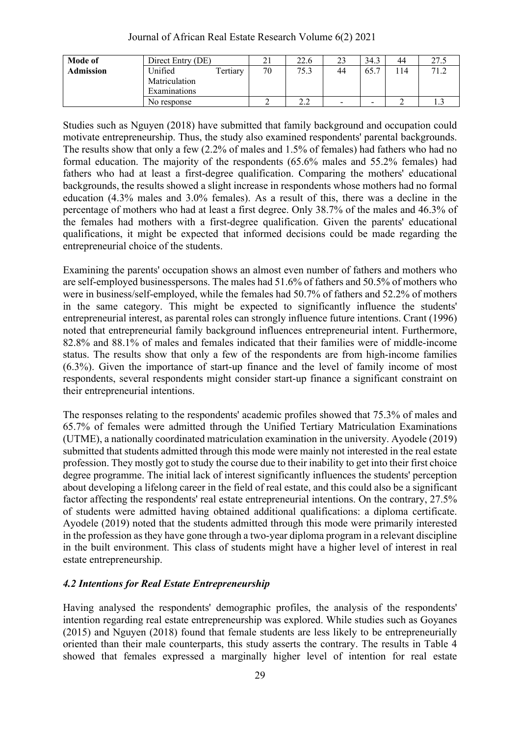| Mode of Admission | Direct Entry (DE) | 21 | 22.6 | 23 | 34.3 | 44 | 27.5 |
|---|---|---|---|---|---|---|---|
| | Unified Tertiary Matriculation Examinations | 70 | 75.3 | 44 | 65.7 | 114 | 71.2 |
| | No response | 2 | 2.2 | - | - | 2 | 1.3 |

Studies such as Nguyen (2018) have submitted that family background and occupation could motivate entrepreneurship. Thus, the study also examined respondents' parental backgrounds. The results show that only a few (2.2% of males and 1.5% of females) had fathers who had no formal education. The majority of the respondents (65.6% males and 55.2% females) had fathers who had at least a first-degree qualification. Comparing the mothers' educational backgrounds, the results showed a slight increase in respondents whose mothers had no formal education (4.3% males and 3.0% females). As a result of this, there was a decline in the percentage of mothers who had at least a first degree. Only 38.7% of the males and 46.3% of the females had mothers with a first-degree qualification. Given the parents' educational qualifications, it might be expected that informed decisions could be made regarding the entrepreneurial choice of the students.

Examining the parents' occupation shows an almost even number of fathers and mothers who are self-employed businesspersons. The males had 51.6% of fathers and 50.5% of mothers who were in business/self-employed, while the females had 50.7% of fathers and 52.2% of mothers in the same category. This might be expected to significantly influence the students' entrepreneurial interest, as parental roles can strongly influence future intentions. Crant (1996) noted that entrepreneurial family background influences entrepreneurial intent. Furthermore, 82.8% and 88.1% of males and females indicated that their families were of middle-income status. The results show that only a few of the respondents are from high-income families (6.3%). Given the importance of start-up finance and the level of family income of most respondents, several respondents might consider start-up finance a significant constraint on their entrepreneurial intentions.

The responses relating to the respondents' academic profiles showed that 75.3% of males and 65.7% of females were admitted through the Unified Tertiary Matriculation Examinations (UTME), a nationally coordinated matriculation examination in the university. Ayodele (2019) submitted that students admitted through this mode were mainly not interested in the real estate profession. They mostly got to study the course due to their inability to get into their first choice degree programme. The initial lack of interest significantly influences the students' perception about developing a lifelong career in the field of real estate, and this could also be a significant factor affecting the respondents' real estate entrepreneurial intentions. On the contrary, 27.5% of students were admitted having obtained additional qualifications: a diploma certificate. Ayodele (2019) noted that the students admitted through this mode were primarily interested in the profession as they have gone through a two-year diploma program in a relevant discipline in the built environment. This class of students might have a higher level of interest in real estate entrepreneurship.

### *4.2 Intentions for Real Estate Entrepreneurship*

Having analysed the respondents' demographic profiles, the analysis of the respondents' intention regarding real estate entrepreneurship was explored. While studies such as Goyanes (2015) and Nguyen (2018) found that female students are less likely to be entrepreneurially oriented than their male counterparts, this study asserts the contrary. The results in Table 4 showed that females expressed a marginally higher level of intention for real estate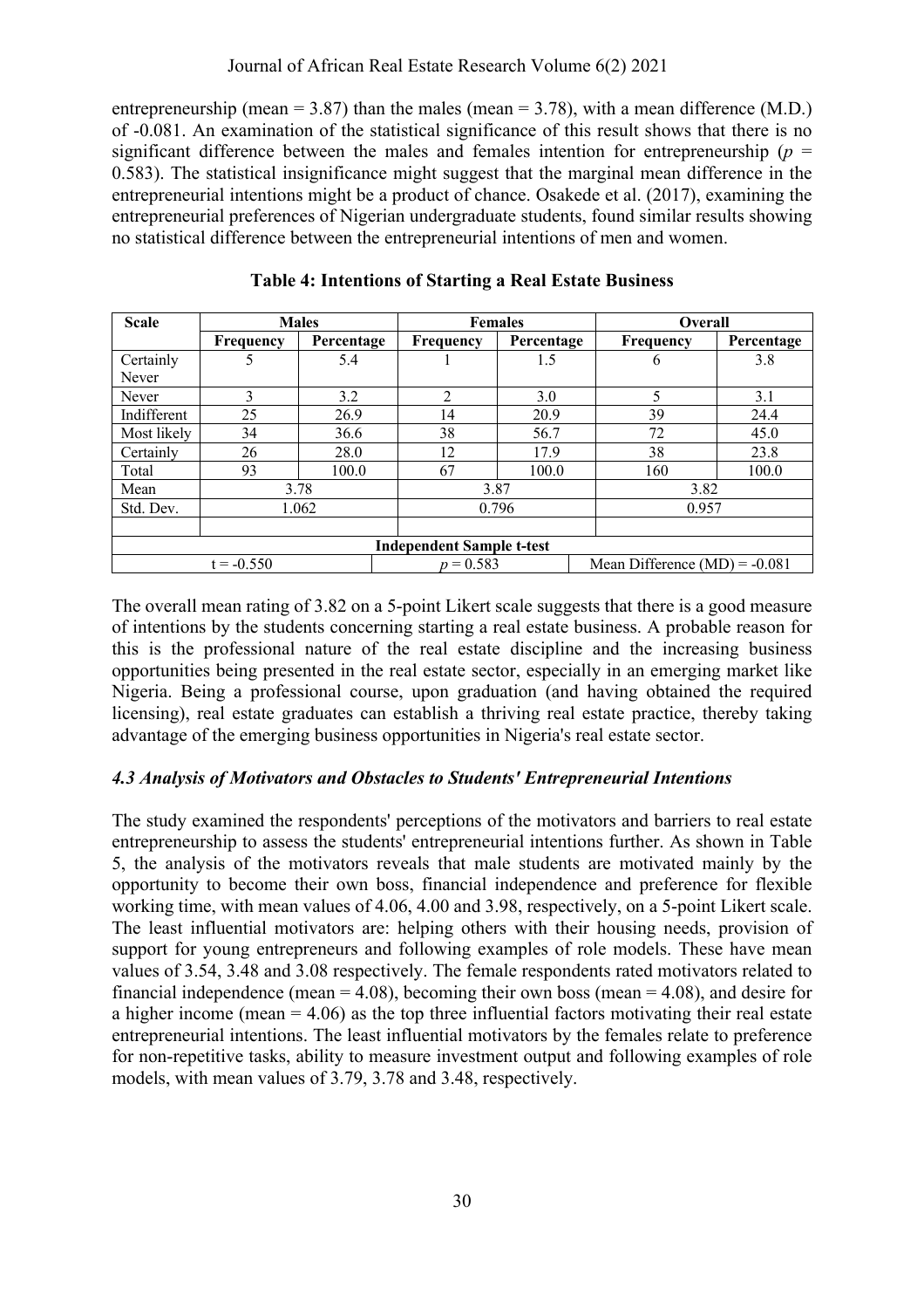entrepreneurship (mean = 3.87) than the males (mean = 3.78), with a mean difference (M.D.) of -0.081. An examination of the statistical significance of this result shows that there is no significant difference between the males and females intention for entrepreneurship ($p$ = 0.583). The statistical insignificance might suggest that the marginal mean difference in the entrepreneurial intentions might be a product of chance. Osakede et al. (2017), examining the entrepreneurial preferences of Nigerian undergraduate students, found similar results showing no statistical difference between the entrepreneurial intentions of men and women.

**Table 4: Intentions of Starting a Real Estate Business**

| Scale | Males | | Females | | Overall | |
|---|---|---|---|---|---|---|
| | Frequency | Percentage | Frequency | Percentage | Frequency | Percentage |
| Certainly Never | 5 | 5.4 | 1 | 1.5 | 6 | 3.8 |
| Never | 3 | 3.2 | 2 | 3.0 | 5 | 3.1 |
| Indifferent | 25 | 26.9 | 14 | 20.9 | 39 | 24.4 |
| Most likely | 34 | 36.6 | 38 | 56.7 | 72 | 45.0 |
| Certainly | 26 | 28.0 | 12 | 17.9 | 38 | 23.8 |
| Total | 93 | 100.0 | 67 | 100.0 | 160 | 100.0 |
| Mean | 3.78 | | 3.87 | | 3.82 | |
| Std. Dev. | 1.062 | | 0.796 | | 0.957 | |
| | | | | | | |
| **Independent Sample t-test** | | | | | | |
| t = -0.550 | | | $p$ = 0.583 | | Mean Difference (MD) = -0.081 | |

The overall mean rating of 3.82 on a 5-point Likert scale suggests that there is a good measure of intentions by the students concerning starting a real estate business. A probable reason for this is the professional nature of the real estate discipline and the increasing business opportunities being presented in the real estate sector, especially in an emerging market like Nigeria. Being a professional course, upon graduation (and having obtained the required licensing), real estate graduates can establish a thriving real estate practice, thereby taking advantage of the emerging business opportunities in Nigeria's real estate sector.

### *4.3 Analysis of Motivators and Obstacles to Students' Entrepreneurial Intentions*

The study examined the respondents' perceptions of the motivators and barriers to real estate entrepreneurship to assess the students' entrepreneurial intentions further. As shown in Table 5, the analysis of the motivators reveals that male students are motivated mainly by the opportunity to become their own boss, financial independence and preference for flexible working time, with mean values of 4.06, 4.00 and 3.98, respectively, on a 5-point Likert scale. The least influential motivators are: helping others with their housing needs, provision of support for young entrepreneurs and following examples of role models. These have mean values of 3.54, 3.48 and 3.08 respectively. The female respondents rated motivators related to financial independence (mean = 4.08), becoming their own boss (mean = 4.08), and desire for a higher income (mean = 4.06) as the top three influential factors motivating their real estate entrepreneurial intentions. The least influential motivators by the females relate to preference for non-repetitive tasks, ability to measure investment output and following examples of role models, with mean values of 3.79, 3.78 and 3.48, respectively.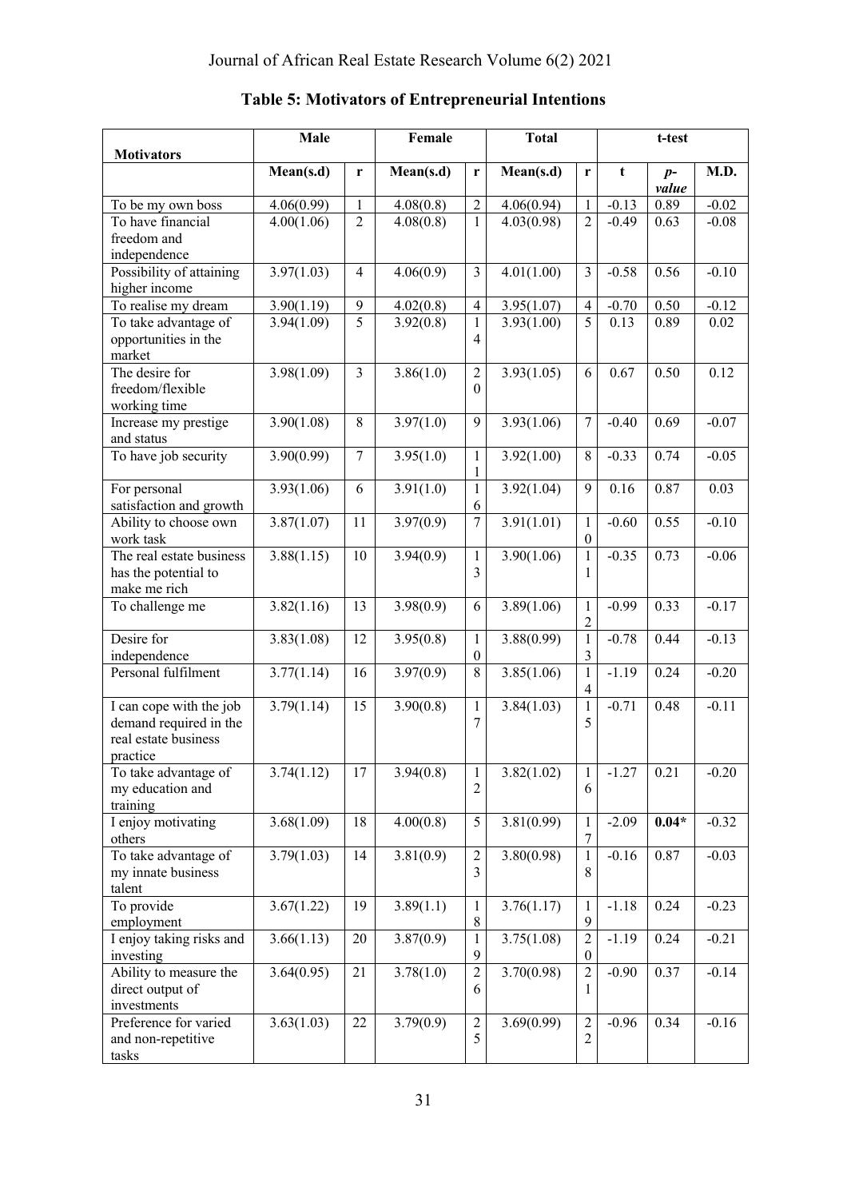**Table 5: Motivators of Entrepreneurial Intentions**

| Motivators | Male | | Female | | Total | | t-test | | |
|---|---|---|---|---|---|---|---|---|---|
| | Mean(s.d) | r | Mean(s.d) | r | Mean(s.d) | r | t | *p*-*value* | M.D. |
| To be my own boss | 4.06(0.99) | 1 | 4.08(0.8) | 2 | 4.06(0.94) | 1 | -0.13 | 0.89 | -0.02 |
| To have financial freedom and independence | 4.00(1.06) | 2 | 4.08(0.8) | 1 | 4.03(0.98) | 2 | -0.49 | 0.63 | -0.08 |
| Possibility of attaining higher income | 3.97(1.03) | 4 | 4.06(0.9) | 3 | 4.01(1.00) | 3 | -0.58 | 0.56 | -0.10 |
| To realise my dream | 3.90(1.19) | 9 | 4.02(0.8) | 4 | 3.95(1.07) | 4 | -0.70 | 0.50 | -0.12 |
| To take advantage of opportunities in the market | 3.94(1.09) | 5 | 3.92(0.8) | 14 | 3.93(1.00) | 5 | 0.13 | 0.89 | 0.02 |
| The desire for freedom/flexible working time | 3.98(1.09) | 3 | 3.86(1.0) | 20 | 3.93(1.05) | 6 | 0.67 | 0.50 | 0.12 |
| Increase my prestige and status | 3.90(1.08) | 8 | 3.97(1.0) | 9 | 3.93(1.06) | 7 | -0.40 | 0.69 | -0.07 |
| To have job security | 3.90(0.99) | 7 | 3.95(1.0) | 11 | 3.92(1.00) | 8 | -0.33 | 0.74 | -0.05 |
| For personal satisfaction and growth | 3.93(1.06) | 6 | 3.91(1.0) | 16 | 3.92(1.04) | 9 | 0.16 | 0.87 | 0.03 |
| Ability to choose own work task | 3.87(1.07) | 11 | 3.97(0.9) | 7 | 3.91(1.01) | 10 | -0.60 | 0.55 | -0.10 |
| The real estate business has the potential to make me rich | 3.88(1.15) | 10 | 3.94(0.9) | 13 | 3.90(1.06) | 11 | -0.35 | 0.73 | -0.06 |
| To challenge me | 3.82(1.16) | 13 | 3.98(0.9) | 6 | 3.89(1.06) | 12 | -0.99 | 0.33 | -0.17 |
| Desire for independence | 3.83(1.08) | 12 | 3.95(0.8) | 10 | 3.88(0.99) | 13 | -0.78 | 0.44 | -0.13 |
| Personal fulfilment | 3.77(1.14) | 16 | 3.97(0.9) | 8 | 3.85(1.06) | 14 | -1.19 | 0.24 | -0.20 |
| I can cope with the job demand required in the real estate business practice | 3.79(1.14) | 15 | 3.90(0.8) | 17 | 3.84(1.03) | 15 | -0.71 | 0.48 | -0.11 |
| To take advantage of my education and training | 3.74(1.12) | 17 | 3.94(0.8) | 12 | 3.82(1.02) | 16 | -1.27 | 0.21 | -0.20 |
| I enjoy motivating others | 3.68(1.09) | 18 | 4.00(0.8) | 5 | 3.81(0.99) | 17 | -2.09 | **0.04*** | -0.32 |
| To take advantage of my innate business talent | 3.79(1.03) | 14 | 3.81(0.9) | 23 | 3.80(0.98) | 18 | -0.16 | 0.87 | -0.03 |
| To provide employment | 3.67(1.22) | 19 | 3.89(1.1) | 18 | 3.76(1.17) | 19 | -1.18 | 0.24 | -0.23 |
| I enjoy taking risks and investing | 3.66(1.13) | 20 | 3.87(0.9) | 19 | 3.75(1.08) | 20 | -1.19 | 0.24 | -0.21 |
| Ability to measure the direct output of investments | 3.64(0.95) | 21 | 3.78(1.0) | 26 | 3.70(0.98) | 21 | -0.90 | 0.37 | -0.14 |
| Preference for varied and non-repetitive tasks | 3.63(1.03) | 22 | 3.79(0.9) | 25 | 3.69(0.99) | 22 | -0.96 | 0.34 | -0.16 |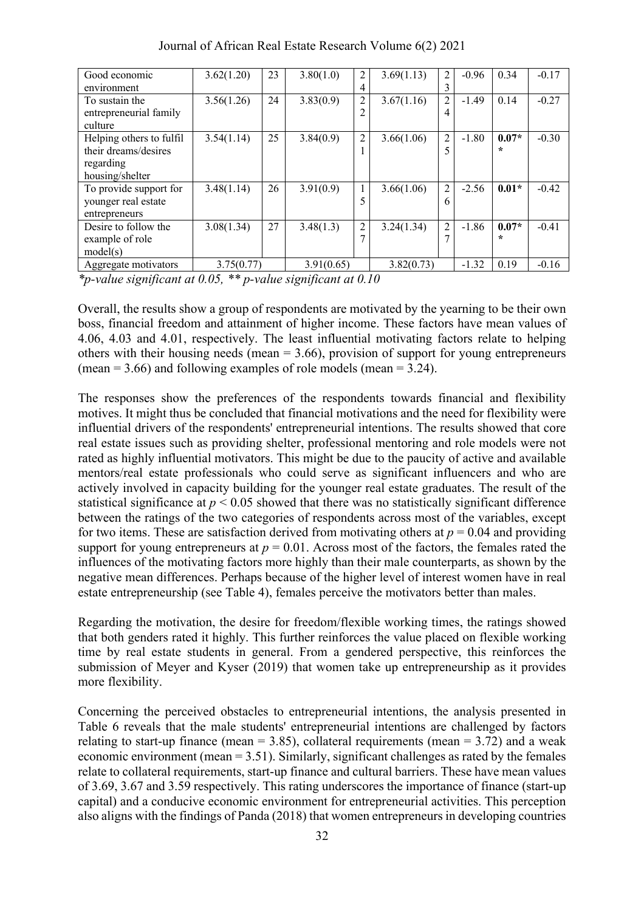| Good economic environment | 3.62(1.20) | 23 | 3.80(1.0) | 24 | 3.69(1.13) | 23 | -0.96 | 0.34 | -0.17 |
|---|---|---|---|---|---|---|---|---|---|
| To sustain the entrepreneurial family culture | 3.56(1.26) | 24 | 3.83(0.9) | 22 | 3.67(1.16) | 24 | -1.49 | 0.14 | -0.27 |
| Helping others to fulfil their dreams/desires regarding housing/shelter | 3.54(1.14) | 25 | 3.84(0.9) | 21 | 3.66(1.06) | 25 | -1.80 | **0.07**** | -0.30 |
| To provide support for younger real estate entrepreneurs | 3.48(1.14) | 26 | 3.91(0.9) | 15 | 3.66(1.06) | 26 | -2.56 | **0.01*** | -0.42 |
| Desire to follow the example of role model(s) | 3.08(1.34) | 27 | 3.48(1.3) | 27 | 3.24(1.34) | 27 | -1.86 | **0.07**** | -0.41 |
| Aggregate motivators | 3.75(0.77) | | 3.91(0.65) | | 3.82(0.73) | | -1.32 | 0.19 | -0.16 |

*\*p-value significant at 0.05, \*\* p-value significant at 0.10*

Overall, the results show a group of respondents are motivated by the yearning to be their own boss, financial freedom and attainment of higher income. These factors have mean values of 4.06, 4.03 and 4.01, respectively. The least influential motivating factors relate to helping others with their housing needs (mean = 3.66), provision of support for young entrepreneurs (mean = 3.66) and following examples of role models (mean = 3.24).

The responses show the preferences of the respondents towards financial and flexibility motives. It might thus be concluded that financial motivations and the need for flexibility were influential drivers of the respondents' entrepreneurial intentions. The results showed that core real estate issues such as providing shelter, professional mentoring and role models were not rated as highly influential motivators. This might be due to the paucity of active and available mentors/real estate professionals who could serve as significant influencers and who are actively involved in capacity building for the younger real estate graduates. The result of the statistical significance at $p < 0.05$ showed that there was no statistically significant difference between the ratings of the two categories of respondents across most of the variables, except for two items. These are satisfaction derived from motivating others at $p = 0.04$ and providing support for young entrepreneurs at $p = 0.01$. Across most of the factors, the females rated the influences of the motivating factors more highly than their male counterparts, as shown by the negative mean differences. Perhaps because of the higher level of interest women have in real estate entrepreneurship (see Table 4), females perceive the motivators better than males.

Regarding the motivation, the desire for freedom/flexible working times, the ratings showed that both genders rated it highly. This further reinforces the value placed on flexible working time by real estate students in general. From a gendered perspective, this reinforces the submission of Meyer and Kyser (2019) that women take up entrepreneurship as it provides more flexibility.

Concerning the perceived obstacles to entrepreneurial intentions, the analysis presented in Table 6 reveals that the male students' entrepreneurial intentions are challenged by factors relating to start-up finance (mean = 3.85), collateral requirements (mean = 3.72) and a weak economic environment (mean = 3.51). Similarly, significant challenges as rated by the females relate to collateral requirements, start-up finance and cultural barriers. These have mean values of 3.69, 3.67 and 3.59 respectively. This rating underscores the importance of finance (start-up capital) and a conducive economic environment for entrepreneurial activities. This perception also aligns with the findings of Panda (2018) that women entrepreneurs in developing countries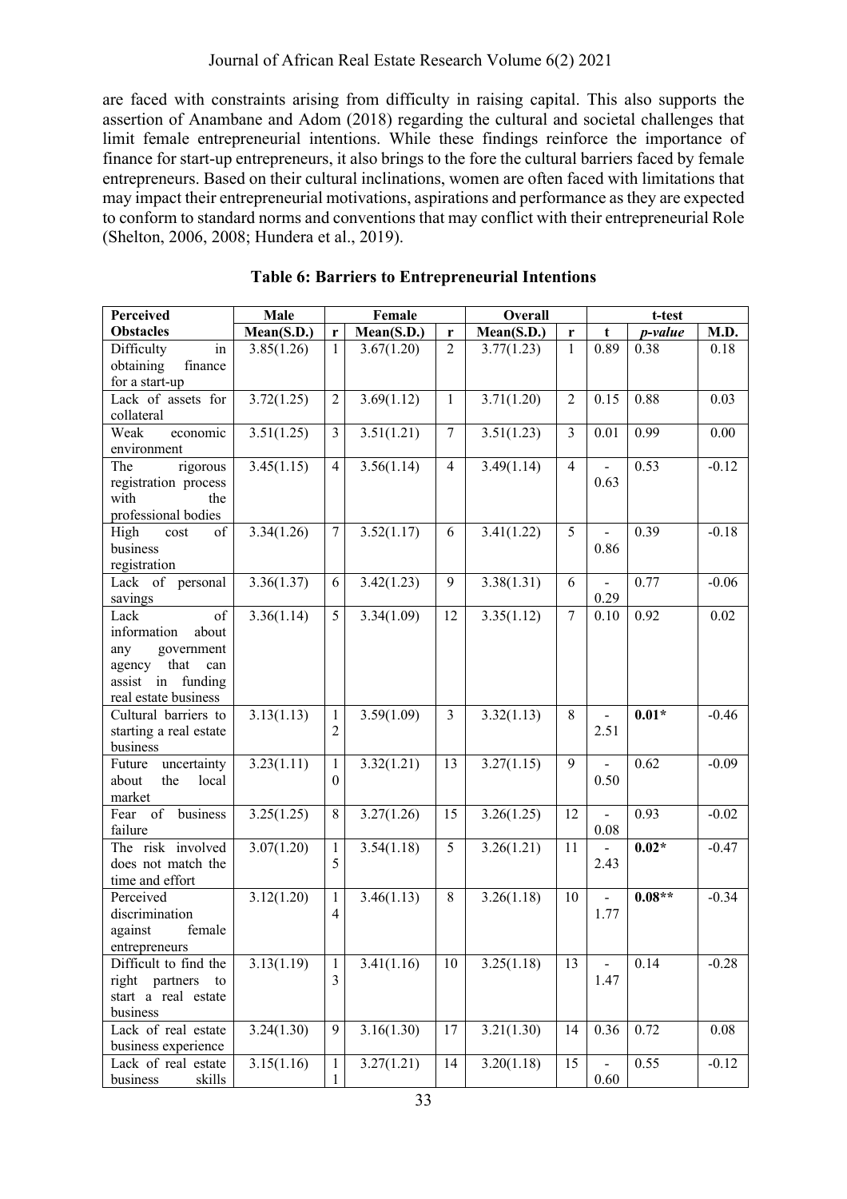are faced with constraints arising from difficulty in raising capital. This also supports the assertion of Anambane and Adom (2018) regarding the cultural and societal challenges that limit female entrepreneurial intentions. While these findings reinforce the importance of finance for start-up entrepreneurs, it also brings to the fore the cultural barriers faced by female entrepreneurs. Based on their cultural inclinations, women are often faced with limitations that may impact their entrepreneurial motivations, aspirations and performance as they are expected to conform to standard norms and conventions that may conflict with their entrepreneurial Role (Shelton, 2006, 2008; Hundera et al., 2019).

**Table 6: Barriers to Entrepreneurial Intentions**

| Perceived Obstacles | Male | | Female | | Overall | | t-test | | |
|---|---|---|---|---|---|---|---|---|---|
| | Mean(S.D.) | r | Mean(S.D.) | r | Mean(S.D.) | r | t | *p-value* | M.D. |
| Difficulty in obtaining finance for a start-up | 3.85(1.26) | 1 | 3.67(1.20) | 2 | 3.77(1.23) | 1 | 0.89 | 0.38 | 0.18 |
| Lack of assets for collateral | 3.72(1.25) | 2 | 3.69(1.12) | 1 | 3.71(1.20) | 2 | 0.15 | 0.88 | 0.03 |
| Weak economic environment | 3.51(1.25) | 3 | 3.51(1.21) | 7 | 3.51(1.23) | 3 | 0.01 | 0.99 | 0.00 |
| The rigorous registration process with the professional bodies | 3.45(1.15) | 4 | 3.56(1.14) | 4 | 3.49(1.14) | 4 | -0.63 | 0.53 | -0.12 |
| High cost of business registration | 3.34(1.26) | 7 | 3.52(1.17) | 6 | 3.41(1.22) | 5 | -0.86 | 0.39 | -0.18 |
| Lack of personal savings | 3.36(1.37) | 6 | 3.42(1.23) | 9 | 3.38(1.31) | 6 | -0.29 | 0.77 | -0.06 |
| Lack of information about any government agency that can assist in funding real estate business | 3.36(1.14) | 5 | 3.34(1.09) | 12 | 3.35(1.12) | 7 | 0.10 | 0.92 | 0.02 |
| Cultural barriers to starting a real estate business | 3.13(1.13) | 12 | 3.59(1.09) | 3 | 3.32(1.13) | 8 | -2.51 | **0.01*** | -0.46 |
| Future uncertainty about the local market | 3.23(1.11) | 10 | 3.32(1.21) | 13 | 3.27(1.15) | 9 | -0.50 | 0.62 | -0.09 |
| Fear of business failure | 3.25(1.25) | 8 | 3.27(1.26) | 15 | 3.26(1.25) | 12 | -0.08 | 0.93 | -0.02 |
| The risk involved does not match the time and effort | 3.07(1.20) | 15 | 3.54(1.18) | 5 | 3.26(1.21) | 11 | -2.43 | **0.02*** | -0.47 |
| Perceived discrimination against female entrepreneurs | 3.12(1.20) | 14 | 3.46(1.13) | 8 | 3.26(1.18) | 10 | -1.77 | **0.08**** | -0.34 |
| Difficult to find the right partners to start a real estate business | 3.13(1.19) | 13 | 3.41(1.16) | 10 | 3.25(1.18) | 13 | -1.47 | 0.14 | -0.28 |
| Lack of real estate business experience | 3.24(1.30) | 9 | 3.16(1.30) | 17 | 3.21(1.30) | 14 | 0.36 | 0.72 | 0.08 |
| Lack of real estate business skills | 3.15(1.16) | 11 | 3.27(1.21) | 14 | 3.20(1.18) | 15 | -0.60 | 0.55 | -0.12 |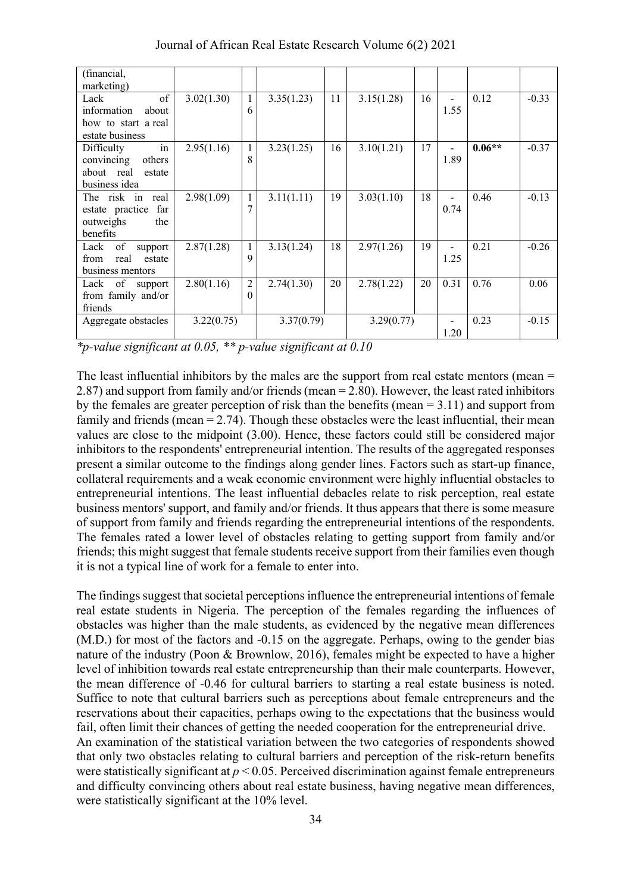| (financial, marketing) | | | | | | | | | |
|---|---|---|---|---|---|---|---|---|---|
| Lack of information about how to start a real estate business | 3.02(1.30) | 16 | 3.35(1.23) | 11 | 3.15(1.28) | 16 | -1.55 | 0.12 | -0.33 |
| Difficulty in convincing others about real estate business idea | 2.95(1.16) | 18 | 3.23(1.25) | 16 | 3.10(1.21) | 17 | -1.89 | **0.06**** | -0.37 |
| The risk in real estate practice far outweighs the benefits | 2.98(1.09) | 17 | 3.11(1.11) | 19 | 3.03(1.10) | 18 | -0.74 | 0.46 | -0.13 |
| Lack of support from real estate business mentors | 2.87(1.28) | 19 | 3.13(1.24) | 18 | 2.97(1.26) | 19 | -1.25 | 0.21 | -0.26 |
| Lack of support from family and/or friends | 2.80(1.16) | 20 | 2.74(1.30) | 20 | 2.78(1.22) | 20 | 0.31 | 0.76 | 0.06 |
| Aggregate obstacles | 3.22(0.75) | | 3.37(0.79) | | 3.29(0.77) | | -1.20 | 0.23 | -0.15 |

*\*p-value significant at 0.05, \*\* p-value significant at 0.10*

The least influential inhibitors by the males are the support from real estate mentors (mean = 2.87) and support from family and/or friends (mean = 2.80). However, the least rated inhibitors by the females are greater perception of risk than the benefits (mean = 3.11) and support from family and friends (mean = 2.74). Though these obstacles were the least influential, their mean values are close to the midpoint (3.00). Hence, these factors could still be considered major inhibitors to the respondents' entrepreneurial intention. The results of the aggregated responses present a similar outcome to the findings along gender lines. Factors such as start-up finance, collateral requirements and a weak economic environment were highly influential obstacles to entrepreneurial intentions. The least influential debacles relate to risk perception, real estate business mentors' support, and family and/or friends. It thus appears that there is some measure of support from family and friends regarding the entrepreneurial intentions of the respondents. The females rated a lower level of obstacles relating to getting support from family and/or friends; this might suggest that female students receive support from their families even though it is not a typical line of work for a female to enter into.

The findings suggest that societal perceptions influence the entrepreneurial intentions of female real estate students in Nigeria. The perception of the females regarding the influences of obstacles was higher than the male students, as evidenced by the negative mean differences (M.D.) for most of the factors and -0.15 on the aggregate. Perhaps, owing to the gender bias nature of the industry (Poon & Brownlow, 2016), females might be expected to have a higher level of inhibition towards real estate entrepreneurship than their male counterparts. However, the mean difference of -0.46 for cultural barriers to starting a real estate business is noted. Suffice to note that cultural barriers such as perceptions about female entrepreneurs and the reservations about their capacities, perhaps owing to the expectations that the business would fail, often limit their chances of getting the needed cooperation for the entrepreneurial drive.

An examination of the statistical variation between the two categories of respondents showed that only two obstacles relating to cultural barriers and perception of the risk-return benefits were statistically significant at $p < 0.05$. Perceived discrimination against female entrepreneurs and difficulty convincing others about real estate business, having negative mean differences, were statistically significant at the 10% level.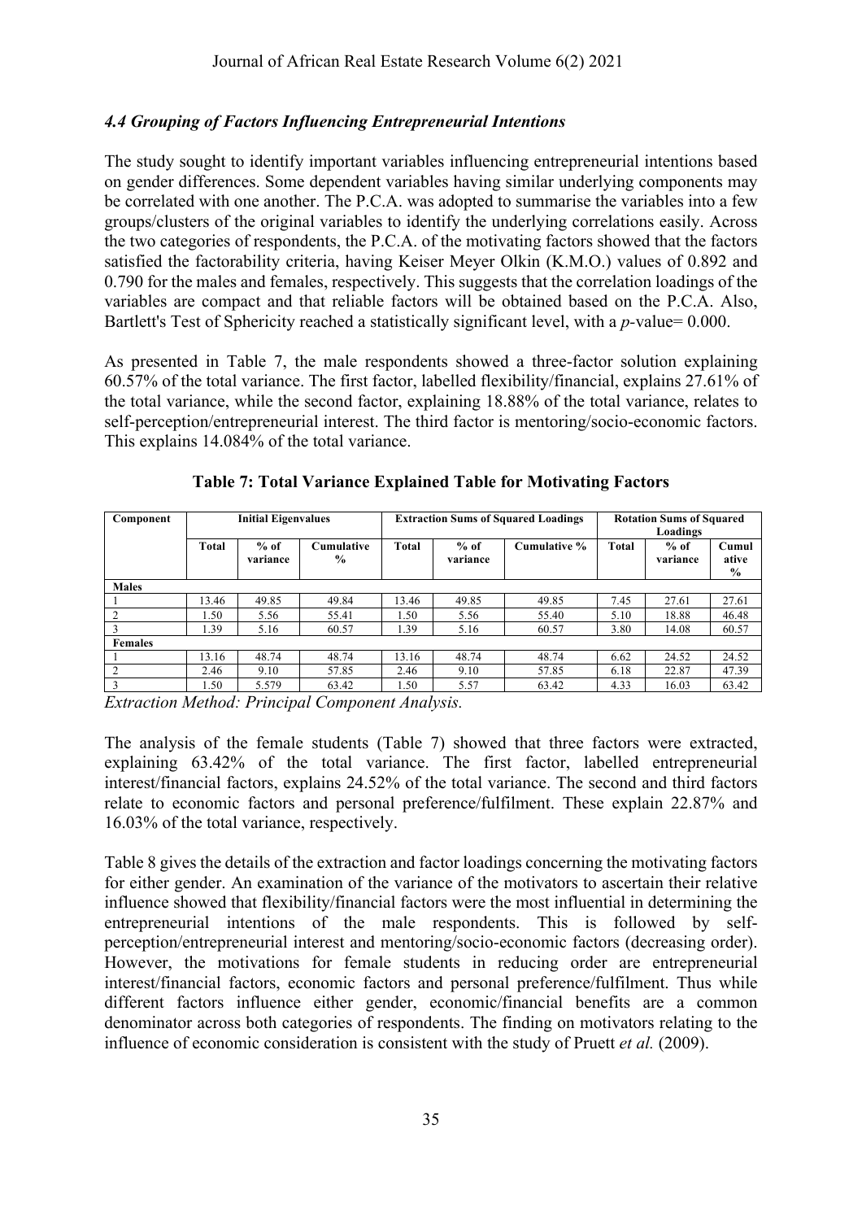### *4.4 Grouping of Factors Influencing Entrepreneurial Intentions*

The study sought to identify important variables influencing entrepreneurial intentions based on gender differences. Some dependent variables having similar underlying components may be correlated with one another. The P.C.A. was adopted to summarise the variables into a few groups/clusters of the original variables to identify the underlying correlations easily. Across the two categories of respondents, the P.C.A. of the motivating factors showed that the factors satisfied the factorability criteria, having Keiser Meyer Olkin (K.M.O.) values of 0.892 and 0.790 for the males and females, respectively. This suggests that the correlation loadings of the variables are compact and that reliable factors will be obtained based on the P.C.A. Also, Bartlett's Test of Sphericity reached a statistically significant level, with a *p*-value= 0.000.

As presented in Table 7, the male respondents showed a three-factor solution explaining 60.57% of the total variance. The first factor, labelled flexibility/financial, explains 27.61% of the total variance, while the second factor, explaining 18.88% of the total variance, relates to self-perception/entrepreneurial interest. The third factor is mentoring/socio-economic factors. This explains 14.084% of the total variance.

**Table 7: Total Variance Explained Table for Motivating Factors**

| Component | Initial Eigenvalues | | | Extraction Sums of Squared Loadings | | | Rotation Sums of Squared Loadings | | |
|---|---|---|---|---|---|---|---|---|---|
| | Total | % of variance | Cumulative % | Total | % of variance | Cumulative % | Total | % of variance | Cumulative % |
| **Males** | | | | | | | | | |
| 1 | 13.46 | 49.85 | 49.84 | 13.46 | 49.85 | 49.85 | 7.45 | 27.61 | 27.61 |
| 2 | 1.50 | 5.56 | 55.41 | 1.50 | 5.56 | 55.40 | 5.10 | 18.88 | 46.48 |
| 3 | 1.39 | 5.16 | 60.57 | 1.39 | 5.16 | 60.57 | 3.80 | 14.08 | 60.57 |
| **Females** | | | | | | | | | |
| 1 | 13.16 | 48.74 | 48.74 | 13.16 | 48.74 | 48.74 | 6.62 | 24.52 | 24.52 |
| 2 | 2.46 | 9.10 | 57.85 | 2.46 | 9.10 | 57.85 | 6.18 | 22.87 | 47.39 |
| 3 | 1.50 | 5.579 | 63.42 | 1.50 | 5.57 | 63.42 | 4.33 | 16.03 | 63.42 |

*Extraction Method: Principal Component Analysis.*

The analysis of the female students (Table 7) showed that three factors were extracted, explaining 63.42% of the total variance. The first factor, labelled entrepreneurial interest/financial factors, explains 24.52% of the total variance. The second and third factors relate to economic factors and personal preference/fulfilment. These explain 22.87% and 16.03% of the total variance, respectively.

Table 8 gives the details of the extraction and factor loadings concerning the motivating factors for either gender. An examination of the variance of the motivators to ascertain their relative influence showed that flexibility/financial factors were the most influential in determining the entrepreneurial intentions of the male respondents. This is followed by self-perception/entrepreneurial interest and mentoring/socio-economic factors (decreasing order). However, the motivations for female students in reducing order are entrepreneurial interest/financial factors, economic factors and personal preference/fulfilment. Thus while different factors influence either gender, economic/financial benefits are a common denominator across both categories of respondents. The finding on motivators relating to the influence of economic consideration is consistent with the study of Pruett *et al.* (2009).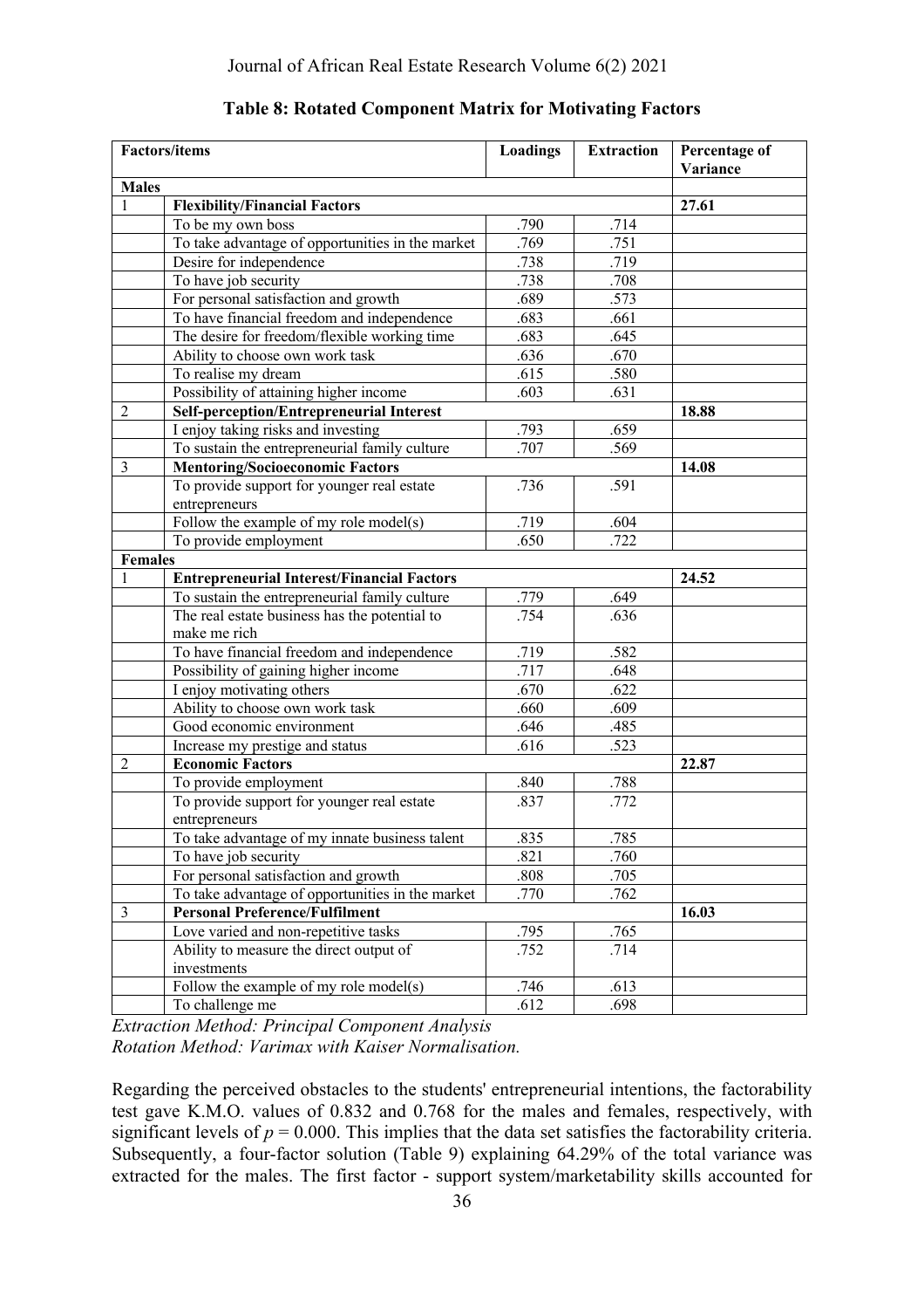**Table 8: Rotated Component Matrix for Motivating Factors**

| Factors/items | | Loadings | Extraction | Percentage of Variance |
|---|---|---|---|---|
| **Males** | | | | |
| 1 | **Flexibility/Financial Factors** | | | **27.61** |
| | To be my own boss | .790 | .714 | |
| | To take advantage of opportunities in the market | .769 | .751 | |
| | Desire for independence | .738 | .719 | |
| | To have job security | .738 | .708 | |
| | For personal satisfaction and growth | .689 | .573 | |
| | To have financial freedom and independence | .683 | .661 | |
| | The desire for freedom/flexible working time | .683 | .645 | |
| | Ability to choose own work task | .636 | .670 | |
| | To realise my dream | .615 | .580 | |
| | Possibility of attaining higher income | .603 | .631 | |
| 2 | **Self-perception/Entrepreneurial Interest** | | | **18.88** |
| | I enjoy taking risks and investing | .793 | .659 | |
| | To sustain the entrepreneurial family culture | .707 | .569 | |
| 3 | **Mentoring/Socioeconomic Factors** | | | **14.08** |
| | To provide support for younger real estate entrepreneurs | .736 | .591 | |
| | Follow the example of my role model(s) | .719 | .604 | |
| | To provide employment | .650 | .722 | |
| **Females** | | | | |
| 1 | **Entrepreneurial Interest/Financial Factors** | | | **24.52** |
| | To sustain the entrepreneurial family culture | .779 | .649 | |
| | The real estate business has the potential to make me rich | .754 | .636 | |
| | To have financial freedom and independence | .719 | .582 | |
| | Possibility of gaining higher income | .717 | .648 | |
| | I enjoy motivating others | .670 | .622 | |
| | Ability to choose own work task | .660 | .609 | |
| | Good economic environment | .646 | .485 | |
| | Increase my prestige and status | .616 | .523 | |
| 2 | **Economic Factors** | | | **22.87** |
| | To provide employment | .840 | .788 | |
| | To provide support for younger real estate entrepreneurs | .837 | .772 | |
| | To take advantage of my innate business talent | .835 | .785 | |
| | To have job security | .821 | .760 | |
| | For personal satisfaction and growth | .808 | .705 | |
| | To take advantage of opportunities in the market | .770 | .762 | |
| 3 | **Personal Preference/Fulfilment** | | | **16.03** |
| | Love varied and non-repetitive tasks | .795 | .765 | |
| | Ability to measure the direct output of investments | .752 | .714 | |
| | Follow the example of my role model(s) | .746 | .613 | |
| | To challenge me | .612 | .698 | |

*Extraction Method: Principal Component Analysis*
*Rotation Method: Varimax with Kaiser Normalisation.*

Regarding the perceived obstacles to the students' entrepreneurial intentions, the factorability test gave K.M.O. values of 0.832 and 0.768 for the males and females, respectively, with significant levels of $p = 0.000$. This implies that the data set satisfies the factorability criteria. Subsequently, a four-factor solution (Table 9) explaining 64.29% of the total variance was extracted for the males. The first factor - support system/marketability skills accounted for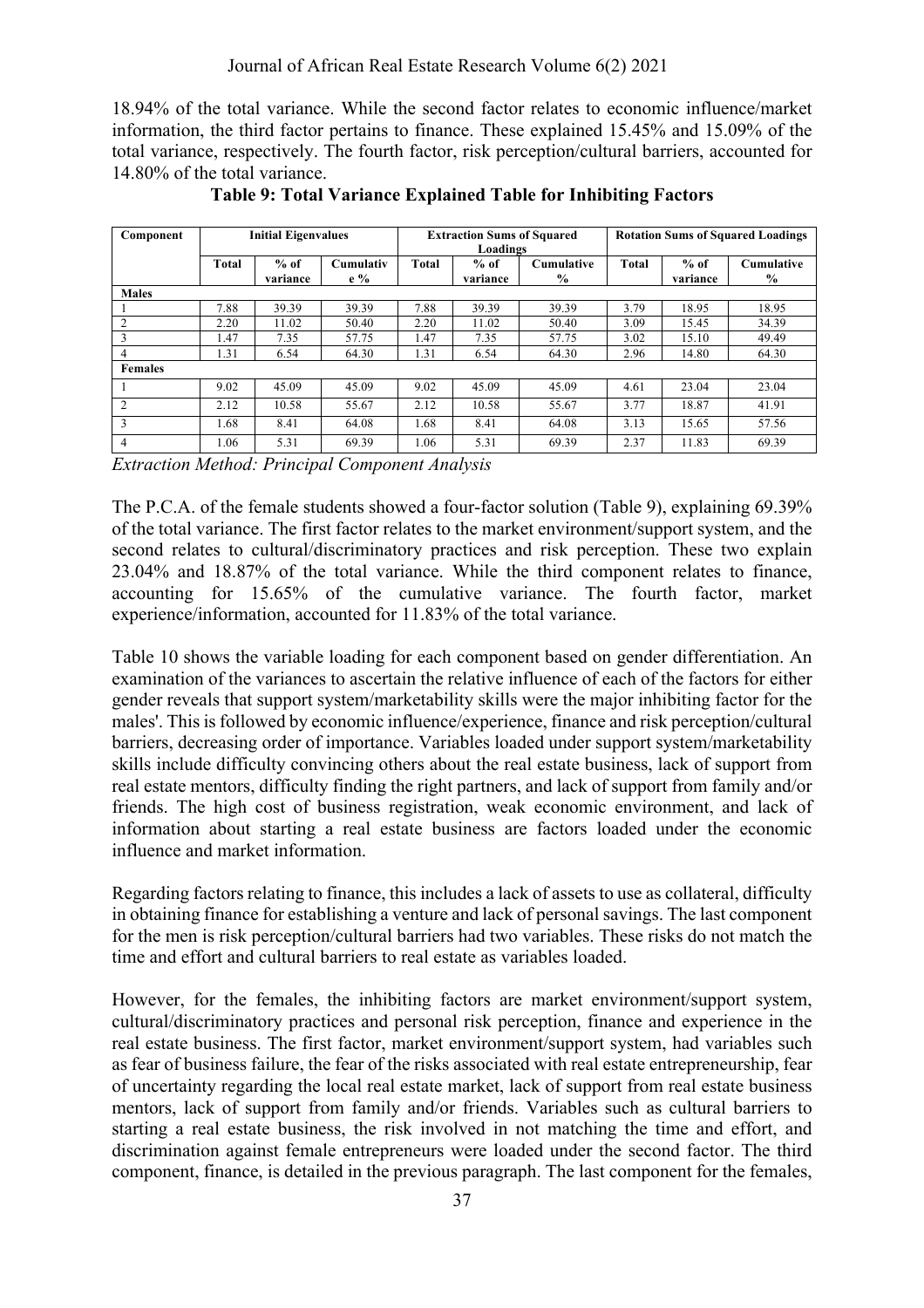18.94% of the total variance. While the second factor relates to economic influence/market information, the third factor pertains to finance. These explained 15.45% and 15.09% of the total variance, respectively. The fourth factor, risk perception/cultural barriers, accounted for 14.80% of the total variance.

**Table 9: Total Variance Explained Table for Inhibiting Factors**

| Component | Initial Eigenvalues | | | Extraction Sums of Squared Loadings | | | Rotation Sums of Squared Loadings | | |
|---|---|---|---|---|---|---|---|---|---|
| | Total | % of variance | Cumulative % | Total | % of variance | Cumulative % | Total | % of variance | Cumulative % |
| **Males** | | | | | | | | | |
| 1 | 7.88 | 39.39 | 39.39 | 7.88 | 39.39 | 39.39 | 3.79 | 18.95 | 18.95 |
| 2 | 2.20 | 11.02 | 50.40 | 2.20 | 11.02 | 50.40 | 3.09 | 15.45 | 34.39 |
| 3 | 1.47 | 7.35 | 57.75 | 1.47 | 7.35 | 57.75 | 3.02 | 15.10 | 49.49 |
| 4 | 1.31 | 6.54 | 64.30 | 1.31 | 6.54 | 64.30 | 2.96 | 14.80 | 64.30 |
| **Females** | | | | | | | | | |
| 1 | 9.02 | 45.09 | 45.09 | 9.02 | 45.09 | 45.09 | 4.61 | 23.04 | 23.04 |
| 2 | 2.12 | 10.58 | 55.67 | 2.12 | 10.58 | 55.67 | 3.77 | 18.87 | 41.91 |
| 3 | 1.68 | 8.41 | 64.08 | 1.68 | 8.41 | 64.08 | 3.13 | 15.65 | 57.56 |
| 4 | 1.06 | 5.31 | 69.39 | 1.06 | 5.31 | 69.39 | 2.37 | 11.83 | 69.39 |

*Extraction Method: Principal Component Analysis*

The P.C.A. of the female students showed a four-factor solution (Table 9), explaining 69.39% of the total variance. The first factor relates to the market environment/support system, and the second relates to cultural/discriminatory practices and risk perception. These two explain 23.04% and 18.87% of the total variance. While the third component relates to finance, accounting for 15.65% of the cumulative variance. The fourth factor, market experience/information, accounted for 11.83% of the total variance.

Table 10 shows the variable loading for each component based on gender differentiation. An examination of the variances to ascertain the relative influence of each of the factors for either gender reveals that support system/marketability skills were the major inhibiting factor for the males'. This is followed by economic influence/experience, finance and risk perception/cultural barriers, decreasing order of importance. Variables loaded under support system/marketability skills include difficulty convincing others about the real estate business, lack of support from real estate mentors, difficulty finding the right partners, and lack of support from family and/or friends. The high cost of business registration, weak economic environment, and lack of information about starting a real estate business are factors loaded under the economic influence and market information.

Regarding factors relating to finance, this includes a lack of assets to use as collateral, difficulty in obtaining finance for establishing a venture and lack of personal savings. The last component for the men is risk perception/cultural barriers had two variables. These risks do not match the time and effort and cultural barriers to real estate as variables loaded.

However, for the females, the inhibiting factors are market environment/support system, cultural/discriminatory practices and personal risk perception, finance and experience in the real estate business. The first factor, market environment/support system, had variables such as fear of business failure, the fear of the risks associated with real estate entrepreneurship, fear of uncertainty regarding the local real estate market, lack of support from real estate business mentors, lack of support from family and/or friends. Variables such as cultural barriers to starting a real estate business, the risk involved in not matching the time and effort, and discrimination against female entrepreneurs were loaded under the second factor. The third component, finance, is detailed in the previous paragraph. The last component for the females,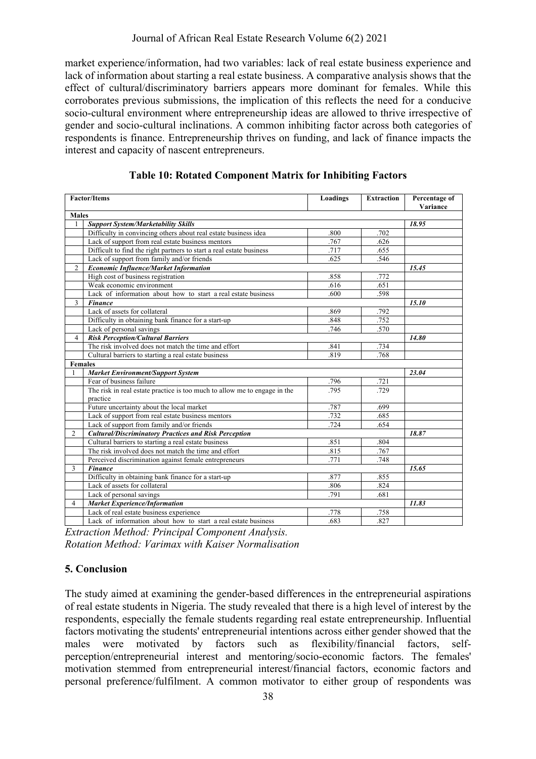market experience/information, had two variables: lack of real estate business experience and lack of information about starting a real estate business. A comparative analysis shows that the effect of cultural/discriminatory barriers appears more dominant for females. While this corroborates previous submissions, the implication of this reflects the need for a conducive socio-cultural environment where entrepreneurship ideas are allowed to thrive irrespective of gender and socio-cultural inclinations. A common inhibiting factor across both categories of respondents is finance. Entrepreneurship thrives on funding, and lack of finance impacts the interest and capacity of nascent entrepreneurs.

**Table 10: Rotated Component Matrix for Inhibiting Factors**

| | Factor/Items | Loadings | Extraction | Percentage of Variance |
|---|---|---|---|---|
| **Males** | | | | |
| 1 | ***Support System/Marketability Skills*** | | | ***18.95*** |
| | Difficulty in convincing others about real estate business idea | .800 | .702 | |
| | Lack of support from real estate business mentors | .767 | .626 | |
| | Difficult to find the right partners to start a real estate business | .717 | .655 | |
| | Lack of support from family and/or friends | .625 | .546 | |
| 2 | ***Economic Influence/Market Information*** | | | ***15.45*** |
| | High cost of business registration | .858 | .772 | |
| | Weak economic environment | .616 | .651 | |
| | Lack of information about how to start a real estate business | .600 | .598 | |
| 3 | ***Finance*** | | | ***15.10*** |
| | Lack of assets for collateral | .869 | .792 | |
| | Difficulty in obtaining bank finance for a start-up | .848 | .752 | |
| | Lack of personal savings | .746 | .570 | |
| 4 | ***Risk Perception/Cultural Barriers*** | | | ***14.80*** |
| | The risk involved does not match the time and effort | .841 | .734 | |
| | Cultural barriers to starting a real estate business | .819 | .768 | |
| **Females** | | | | |
| 1 | ***Market Environment/Support System*** | | | ***23.04*** |
| | Fear of business failure | .796 | .721 | |
| | The risk in real estate practice is too much to allow me to engage in the practice | .795 | .729 | |
| | Future uncertainty about the local market | .787 | .699 | |
| | Lack of support from real estate business mentors | .732 | .685 | |
| | Lack of support from family and/or friends | .724 | .654 | |
| 2 | ***Cultural/Discriminatory Practices and Risk Perception*** | | | ***18.87*** |
| | Cultural barriers to starting a real estate business | .851 | .804 | |
| | The risk involved does not match the time and effort | .815 | .767 | |
| | Perceived discrimination against female entrepreneurs | .771 | .748 | |
| 3 | ***Finance*** | | | ***15.65*** |
| | Difficulty in obtaining bank finance for a start-up | .877 | .855 | |
| | Lack of assets for collateral | .806 | .824 | |
| | Lack of personal savings | .791 | .681 | |
| 4 | ***Market Experience/Information*** | | | ***11.83*** |
| | Lack of real estate business experience | .778 | .758 | |
| | Lack of information about how to start a real estate business | .683 | .827 | |

*Extraction Method: Principal Component Analysis.*
*Rotation Method: Varimax with Kaiser Normalisation*

## 5. Conclusion

The study aimed at examining the gender-based differences in the entrepreneurial aspirations of real estate students in Nigeria. The study revealed that there is a high level of interest by the respondents, especially the female students regarding real estate entrepreneurship. Influential factors motivating the students' entrepreneurial intentions across either gender showed that the males were motivated by factors such as flexibility/financial factors, self-perception/entrepreneurial interest and mentoring/socio-economic factors. The females' motivation stemmed from entrepreneurial interest/financial factors, economic factors and personal preference/fulfilment. A common motivator to either group of respondents was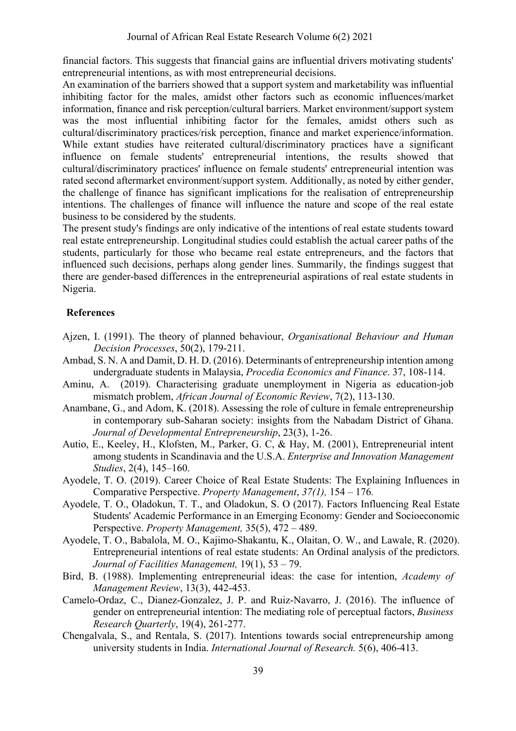financial factors. This suggests that financial gains are influential drivers motivating students' entrepreneurial intentions, as with most entrepreneurial decisions.

An examination of the barriers showed that a support system and marketability was influential inhibiting factor for the males, amidst other factors such as economic influences/market information, finance and risk perception/cultural barriers. Market environment/support system was the most influential inhibiting factor for the females, amidst others such as cultural/discriminatory practices/risk perception, finance and market experience/information. While extant studies have reiterated cultural/discriminatory practices have a significant influence on female students' entrepreneurial intentions, the results showed that cultural/discriminatory practices' influence on female students' entrepreneurial intention was rated second aftermarket environment/support system. Additionally, as noted by either gender, the challenge of finance has significant implications for the realisation of entrepreneurship intentions. The challenges of finance will influence the nature and scope of the real estate business to be considered by the students.

The present study's findings are only indicative of the intentions of real estate students toward real estate entrepreneurship. Longitudinal studies could establish the actual career paths of the students, particularly for those who became real estate entrepreneurs, and the factors that influenced such decisions, perhaps along gender lines. Summarily, the findings suggest that there are gender-based differences in the entrepreneurial aspirations of real estate students in Nigeria.

## References

Ajzen, I. (1991). The theory of planned behaviour, *Organisational Behaviour and Human Decision Processes*, 50(2), 179-211.

Ambad, S. N. A and Damit, D. H. D. (2016). Determinants of entrepreneurship intention among undergraduate students in Malaysia, *Procedia Economics and Finance*. 37, 108-114.

Aminu, A. (2019). Characterising graduate unemployment in Nigeria as education-job mismatch problem, *African Journal of Economic Review*, 7(2), 113-130.

Anambane, G., and Adom, K. (2018). Assessing the role of culture in female entrepreneurship in contemporary sub-Saharan society: insights from the Nabadam District of Ghana. *Journal of Developmental Entrepreneurship*, 23(3), 1-26.

Autio, E., Keeley, H., Klofsten, M., Parker, G. C, & Hay, M. (2001), Entrepreneurial intent among students in Scandinavia and the U.S.A. *Enterprise and Innovation Management Studies*, 2(4), 145–160.

Ayodele, T. O. (2019). Career Choice of Real Estate Students: The Explaining Influences in Comparative Perspective. *Property Management*, *37(1),* 154 – 176*.*

Ayodele, T. O., Oladokun, T. T., and Oladokun, S. O (2017). Factors Influencing Real Estate Students' Academic Performance in an Emerging Economy: Gender and Socioeconomic Perspective. *Property Management,* 35(5), 472 – 489.

Ayodele, T. O., Babalola, M. O., Kajimo-Shakantu, K., Olaitan, O. W., and Lawale, R. (2020). Entrepreneurial intentions of real estate students: An Ordinal analysis of the predictors. *Journal of Facilities Management,* 19(1), 53 – 79.

Bird, B. (1988). Implementing entrepreneurial ideas: the case for intention, *Academy of Management Review*, 13(3), 442-453.

Camelo-Ordaz, C., Dianez-Gonzalez, J. P. and Ruiz-Navarro, J. (2016). The influence of gender on entrepreneurial intention: The mediating role of perceptual factors, *Business Research Quarterly*, 19(4), 261-277.

Chengalvala, S., and Rentala, S. (2017). Intentions towards social entrepreneurship among university students in India. *International Journal of Research.* 5(6), 406-413.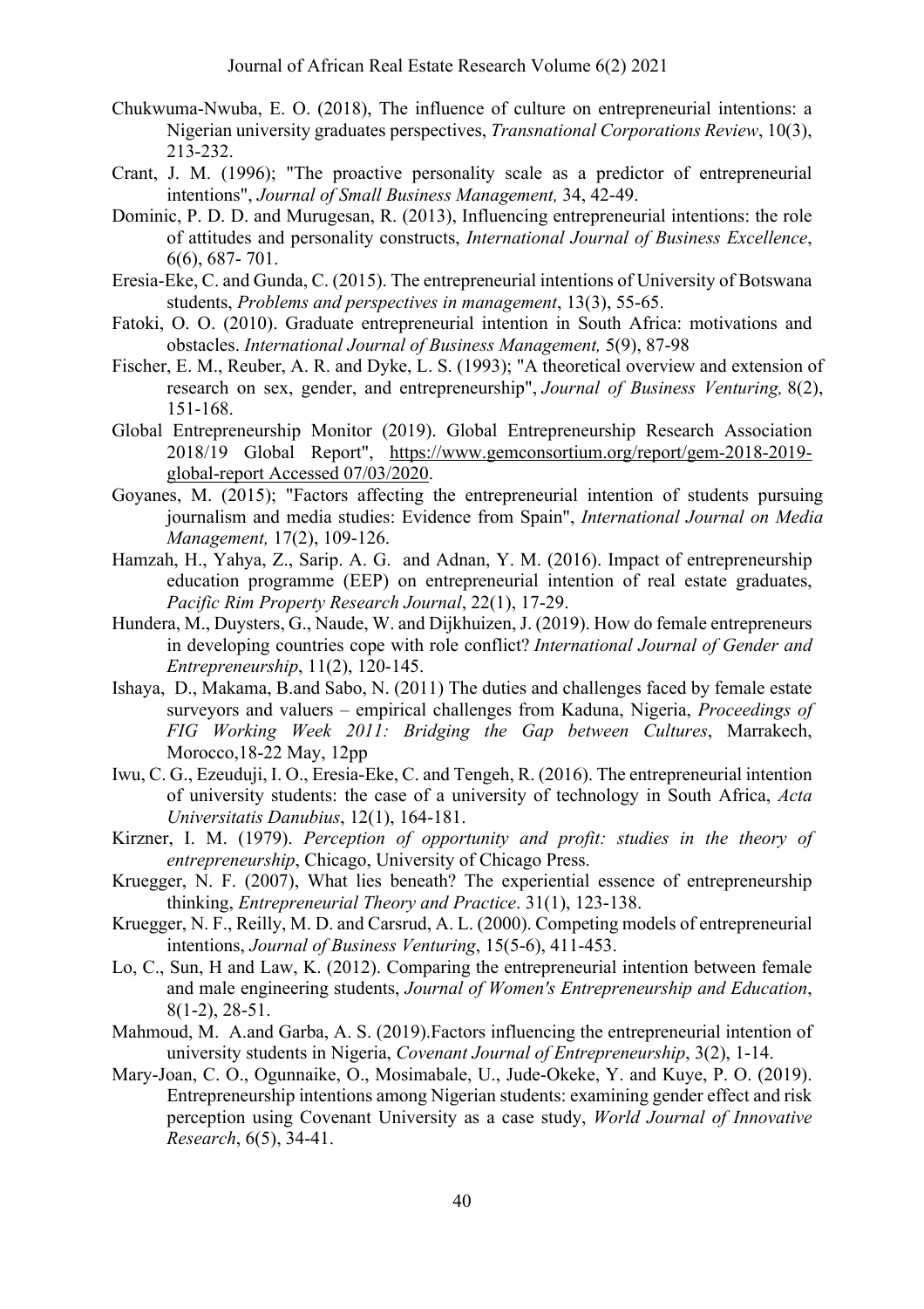Chukwuma-Nwuba, E. O. (2018), The influence of culture on entrepreneurial intentions: a Nigerian university graduates perspectives, *Transnational Corporations Review*, 10(3), 213-232.

Crant, J. M. (1996); "The proactive personality scale as a predictor of entrepreneurial intentions", *Journal of Small Business Management,* 34, 42-49.

Dominic, P. D. D. and Murugesan, R. (2013), Influencing entrepreneurial intentions: the role of attitudes and personality constructs, *International Journal of Business Excellence*, 6(6), 687- 701.

Eresia-Eke, C. and Gunda, C. (2015). The entrepreneurial intentions of University of Botswana students, *Problems and perspectives in management*, 13(3), 55-65.

Fatoki, O. O. (2010). Graduate entrepreneurial intention in South Africa: motivations and obstacles. *International Journal of Business Management,* 5(9), 87-98

Fischer, E. M., Reuber, A. R. and Dyke, L. S. (1993); "A theoretical overview and extension of research on sex, gender, and entrepreneurship", *Journal of Business Venturing,* 8(2), 151-168.

Global Entrepreneurship Monitor (2019). Global Entrepreneurship Research Association 2018/19 Global Report", https://www.gemconsortium.org/report/gem-2018-2019-global-report Accessed 07/03/2020.

Goyanes, M. (2015); "Factors affecting the entrepreneurial intention of students pursuing journalism and media studies: Evidence from Spain", *International Journal on Media Management,* 17(2), 109-126.

Hamzah, H., Yahya, Z., Sarip. A. G. and Adnan, Y. M. (2016). Impact of entrepreneurship education programme (EEP) on entrepreneurial intention of real estate graduates, *Pacific Rim Property Research Journal*, 22(1), 17-29.

Hundera, M., Duysters, G., Naude, W. and Dijkhuizen, J. (2019). How do female entrepreneurs in developing countries cope with role conflict? *International Journal of Gender and Entrepreneurship*, 11(2), 120-145.

Ishaya, D., Makama, B.and Sabo, N. (2011) The duties and challenges faced by female estate surveyors and valuers – empirical challenges from Kaduna, Nigeria, *Proceedings of FIG Working Week 2011: Bridging the Gap between Cultures*, Marrakech, Morocco,18-22 May, 12pp

Iwu, C. G., Ezeuduji, I. O., Eresia-Eke, C. and Tengeh, R. (2016). The entrepreneurial intention of university students: the case of a university of technology in South Africa, *Acta Universitatis Danubius*, 12(1), 164-181.

Kirzner, I. M. (1979). *Perception of opportunity and profit: studies in the theory of entrepreneurship*, Chicago, University of Chicago Press.

Kruegger, N. F. (2007), What lies beneath? The experiential essence of entrepreneurship thinking, *Entrepreneurial Theory and Practice*. 31(1), 123-138.

Kruegger, N. F., Reilly, M. D. and Carsrud, A. L. (2000). Competing models of entrepreneurial intentions, *Journal of Business Venturing*, 15(5-6), 411-453.

Lo, C., Sun, H and Law, K. (2012). Comparing the entrepreneurial intention between female and male engineering students, *Journal of Women's Entrepreneurship and Education*, 8(1-2), 28-51.

Mahmoud, M. A.and Garba, A. S. (2019).Factors influencing the entrepreneurial intention of university students in Nigeria, *Covenant Journal of Entrepreneurship*, 3(2), 1-14.

Mary-Joan, C. O., Ogunnaike, O., Mosimabale, U., Jude-Okeke, Y. and Kuye, P. O. (2019). Entrepreneurship intentions among Nigerian students: examining gender effect and risk perception using Covenant University as a case study, *World Journal of Innovative Research*, 6(5), 34-41.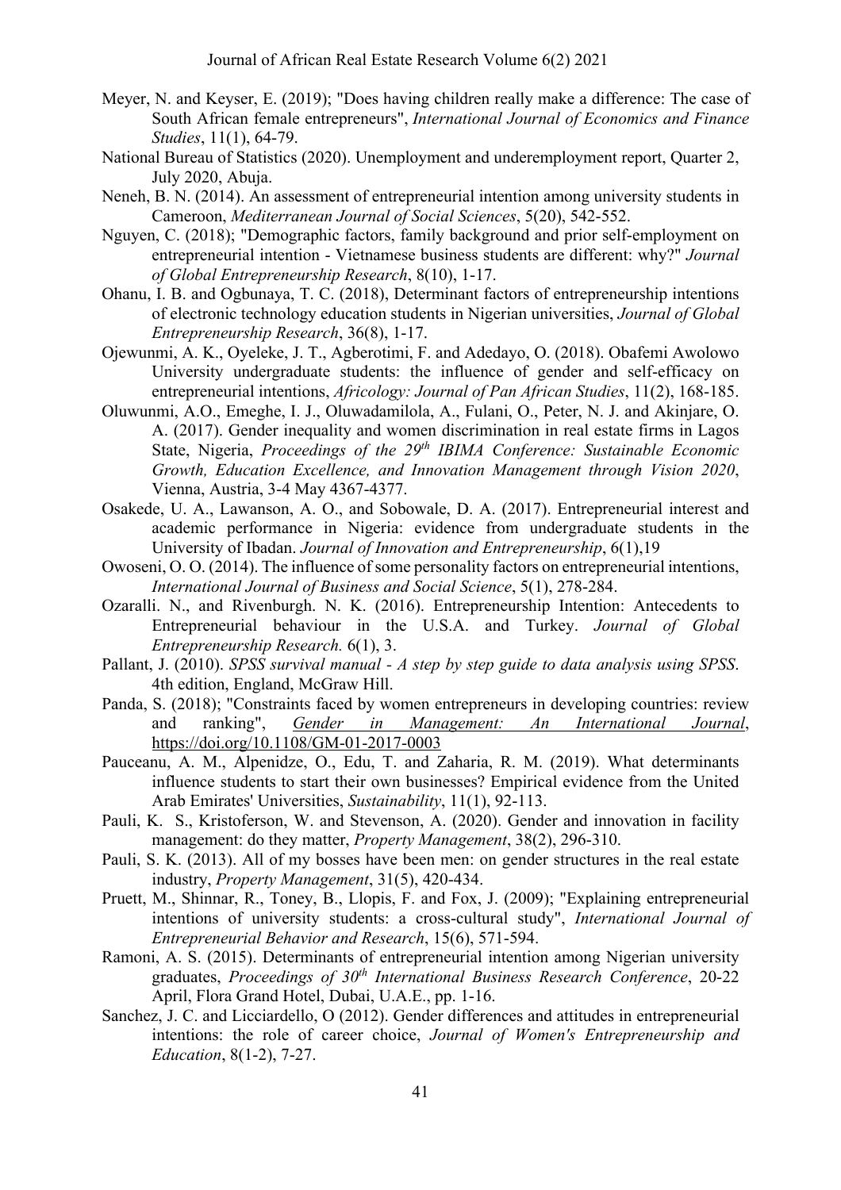Meyer, N. and Keyser, E. (2019); "Does having children really make a difference: The case of South African female entrepreneurs", *International Journal of Economics and Finance Studies*, 11(1), 64-79.

National Bureau of Statistics (2020). Unemployment and underemployment report, Quarter 2, July 2020, Abuja.

Neneh, B. N. (2014). An assessment of entrepreneurial intention among university students in Cameroon, *Mediterranean Journal of Social Sciences*, 5(20), 542-552.

Nguyen, C. (2018); "Demographic factors, family background and prior self-employment on entrepreneurial intention - Vietnamese business students are different: why?" *Journal of Global Entrepreneurship Research*, 8(10), 1-17.

Ohanu, I. B. and Ogbunaya, T. C. (2018), Determinant factors of entrepreneurship intentions of electronic technology education students in Nigerian universities, *Journal of Global Entrepreneurship Research*, 36(8), 1-17.

Ojewunmi, A. K., Oyeleke, J. T., Agberotimi, F. and Adedayo, O. (2018). Obafemi Awolowo University undergraduate students: the influence of gender and self-efficacy on entrepreneurial intentions, *Africology: Journal of Pan African Studies*, 11(2), 168-185.

Oluwunmi, A.O., Emeghe, I. J., Oluwadamilola, A., Fulani, O., Peter, N. J. and Akinjare, O. A. (2017). Gender inequality and women discrimination in real estate firms in Lagos State, Nigeria, *Proceedings of the 29th IBIMA Conference: Sustainable Economic Growth, Education Excellence, and Innovation Management through Vision 2020*, Vienna, Austria, 3-4 May 4367-4377.

Osakede, U. A., Lawanson, A. O., and Sobowale, D. A. (2017). Entrepreneurial interest and academic performance in Nigeria: evidence from undergraduate students in the University of Ibadan. *Journal of Innovation and Entrepreneurship*, 6(1),19

Owoseni, O. O. (2014). The influence of some personality factors on entrepreneurial intentions, *International Journal of Business and Social Science*, 5(1), 278-284.

Ozaralli. N., and Rivenburgh. N. K. (2016). Entrepreneurship Intention: Antecedents to Entrepreneurial behaviour in the U.S.A. and Turkey. *Journal of Global Entrepreneurship Research.* 6(1), 3.

Pallant, J. (2010). *SPSS survival manual - A step by step guide to data analysis using SPSS*. 4th edition, England, McGraw Hill.

Panda, S. (2018); "Constraints faced by women entrepreneurs in developing countries: review and ranking", *Gender in Management: An International Journal*, https://doi.org/10.1108/GM-01-2017-0003

Pauceanu, A. M., Alpenidze, O., Edu, T. and Zaharia, R. M. (2019). What determinants influence students to start their own businesses? Empirical evidence from the United Arab Emirates' Universities, *Sustainability*, 11(1), 92-113.

Pauli, K. S., Kristoferson, W. and Stevenson, A. (2020). Gender and innovation in facility management: do they matter, *Property Management*, 38(2), 296-310.

Pauli, S. K. (2013). All of my bosses have been men: on gender structures in the real estate industry, *Property Management*, 31(5), 420-434.

Pruett, M., Shinnar, R., Toney, B., Llopis, F. and Fox, J. (2009); "Explaining entrepreneurial intentions of university students: a cross-cultural study", *International Journal of Entrepreneurial Behavior and Research*, 15(6), 571-594.

Ramoni, A. S. (2015). Determinants of entrepreneurial intention among Nigerian university graduates, *Proceedings of 30th International Business Research Conference*, 20-22 April, Flora Grand Hotel, Dubai, U.A.E., pp. 1-16.

Sanchez, J. C. and Licciardello, O (2012). Gender differences and attitudes in entrepreneurial intentions: the role of career choice, *Journal of Women's Entrepreneurship and Education*, 8(1-2), 7-27.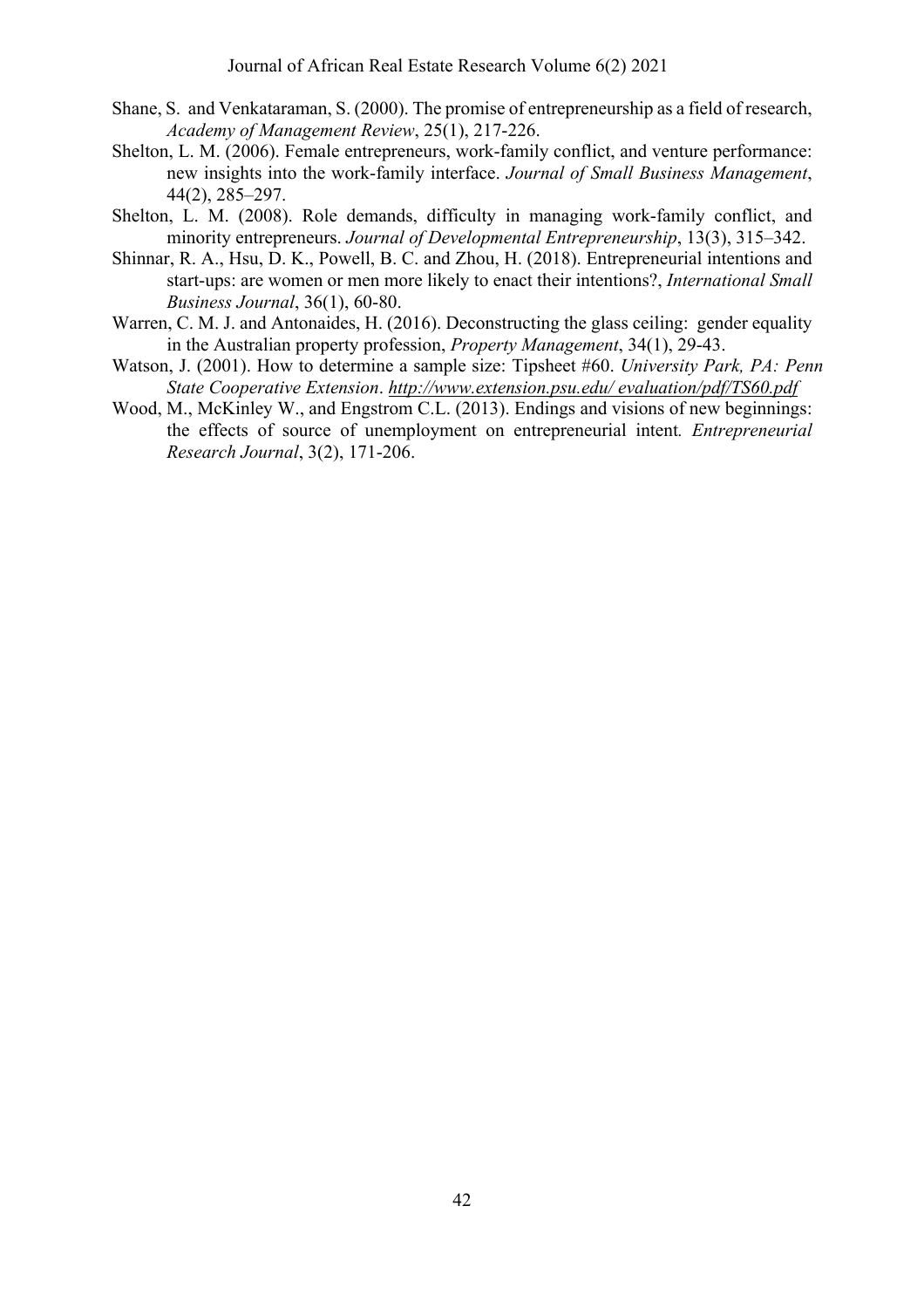Shane, S. and Venkataraman, S. (2000). The promise of entrepreneurship as a field of research, *Academy of Management Review*, 25(1), 217-226.

Shelton, L. M. (2006). Female entrepreneurs, work-family conflict, and venture performance: new insights into the work-family interface. *Journal of Small Business Management*, 44(2), 285–297.

Shelton, L. M. (2008). Role demands, difficulty in managing work-family conflict, and minority entrepreneurs. *Journal of Developmental Entrepreneurship*, 13(3), 315–342.

Shinnar, R. A., Hsu, D. K., Powell, B. C. and Zhou, H. (2018). Entrepreneurial intentions and start-ups: are women or men more likely to enact their intentions?, *International Small Business Journal*, 36(1), 60-80.

Warren, C. M. J. and Antonaides, H. (2016). Deconstructing the glass ceiling: gender equality in the Australian property profession, *Property Management*, 34(1), 29-43.

Watson, J. (2001). How to determine a sample size: Tipsheet #60. *University Park, PA: Penn State Cooperative Extension*. *http://www.extension.psu.edu/ evaluation/pdf/TS60.pdf*

Wood, M., McKinley W., and Engstrom C.L. (2013). Endings and visions of new beginnings: the effects of source of unemployment on entrepreneurial intent. *Entrepreneurial Research Journal*, 3(2), 171-206.